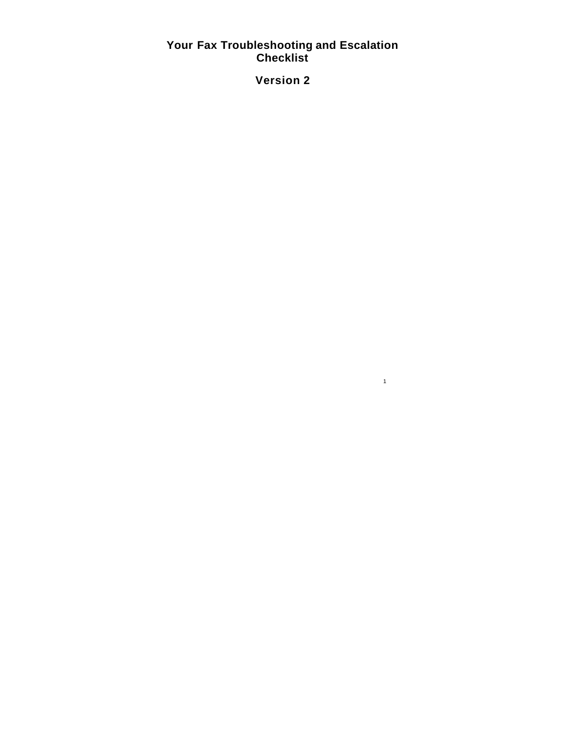# Your Fax Troubleshooting and Escalation Checklist

## Version 2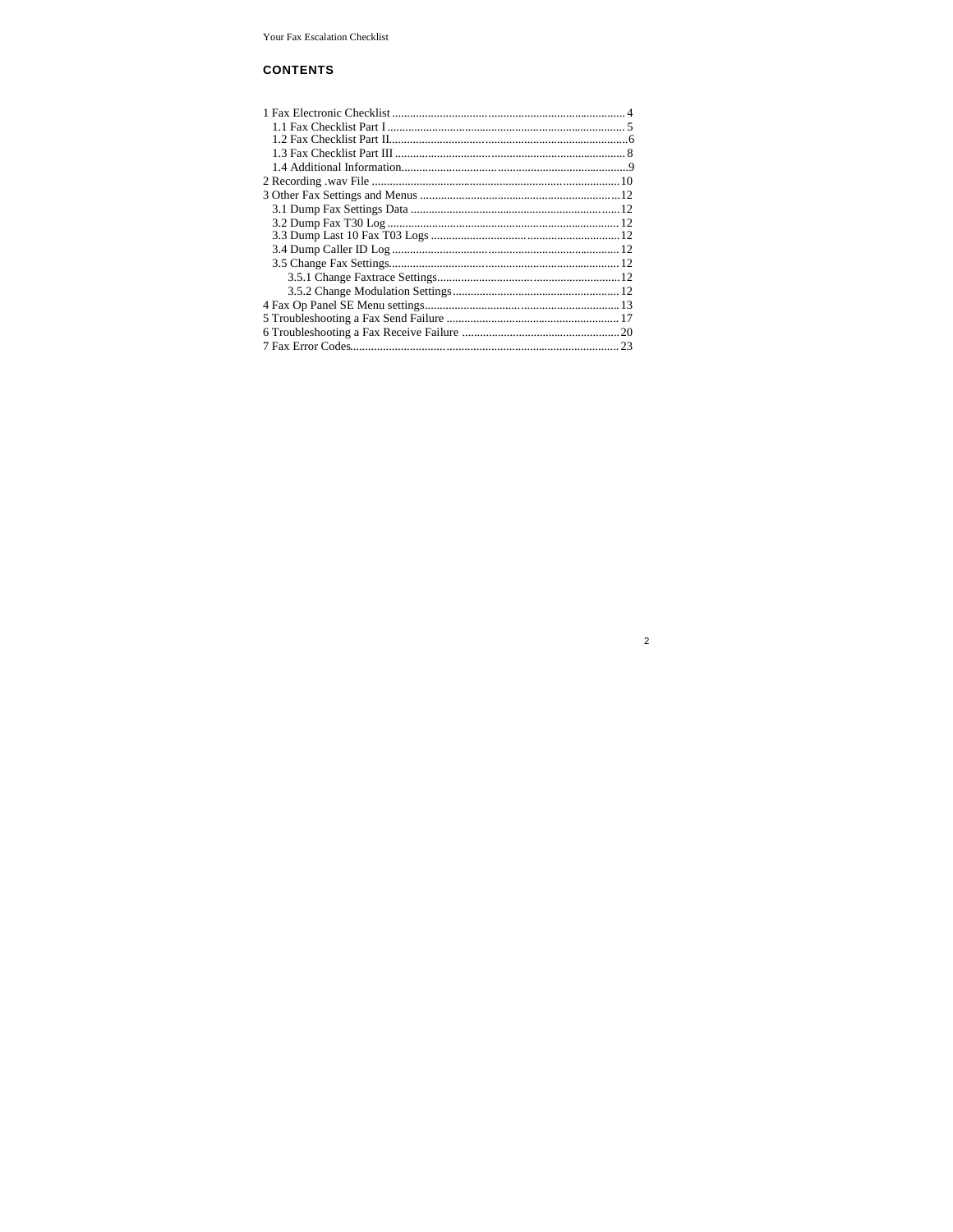## CONTENTS

- 1 Fax Electronic Checklist .......... 4
  - 1.1 Fax Checklist Part I .......... 5
  - 1.2 Fax Checklist Part II .......... 6
  - 1.3 Fax Checklist Part III .......... 8
  - 1.4 Additional Information .......... 9
- 2 Recording .wav File .......... 10
- 3 Other Fax Settings and Menus .......... 12
  - 3.1 Dump Fax Settings Data .......... 12
  - 3.2 Dump Fax T30 Log .......... 12
  - 3.3 Dump Last 10 Fax T03 Logs .......... 12
  - 3.4 Dump Caller ID Log .......... 12
  - 3.5 Change Fax Settings .......... 12
    - 3.5.1 Change Faxtrace Settings .......... 12
    - 3.5.2 Change Modulation Settings .......... 12
- 4 Fax Op Panel SE Menu settings .......... 13
- 5 Troubleshooting a Fax Send Failure .......... 17
- 6 Troubleshooting a Fax Receive Failure .......... 20
- 7 Fax Error Codes .......... 23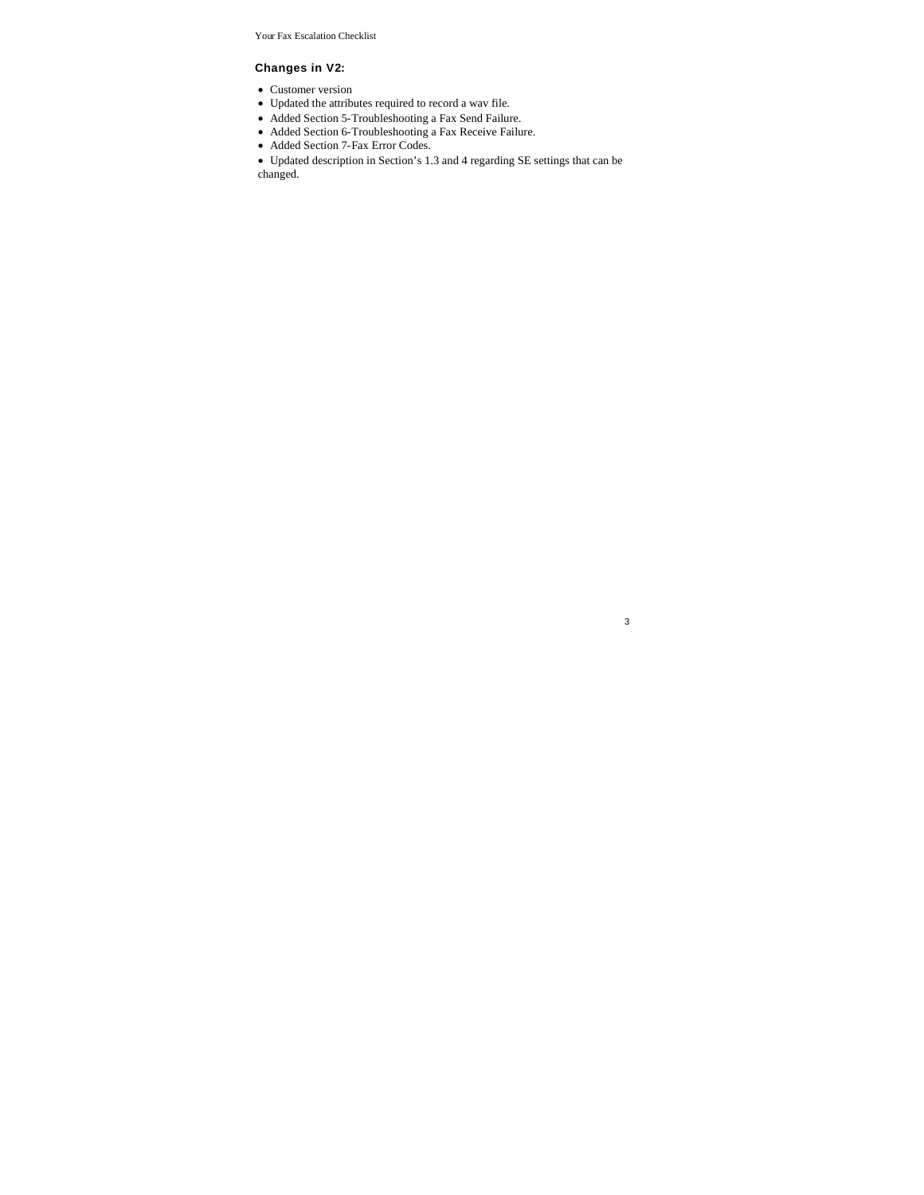### Changes in V2:

- Customer version
- Updated the attributes required to record a wav file.
- Added Section 5-Troubleshooting a Fax Send Failure.
- Added Section 6-Troubleshooting a Fax Receive Failure.
- Added Section 7-Fax Error Codes.
- Updated description in Section's 1.3 and 4 regarding SE settings that can be changed.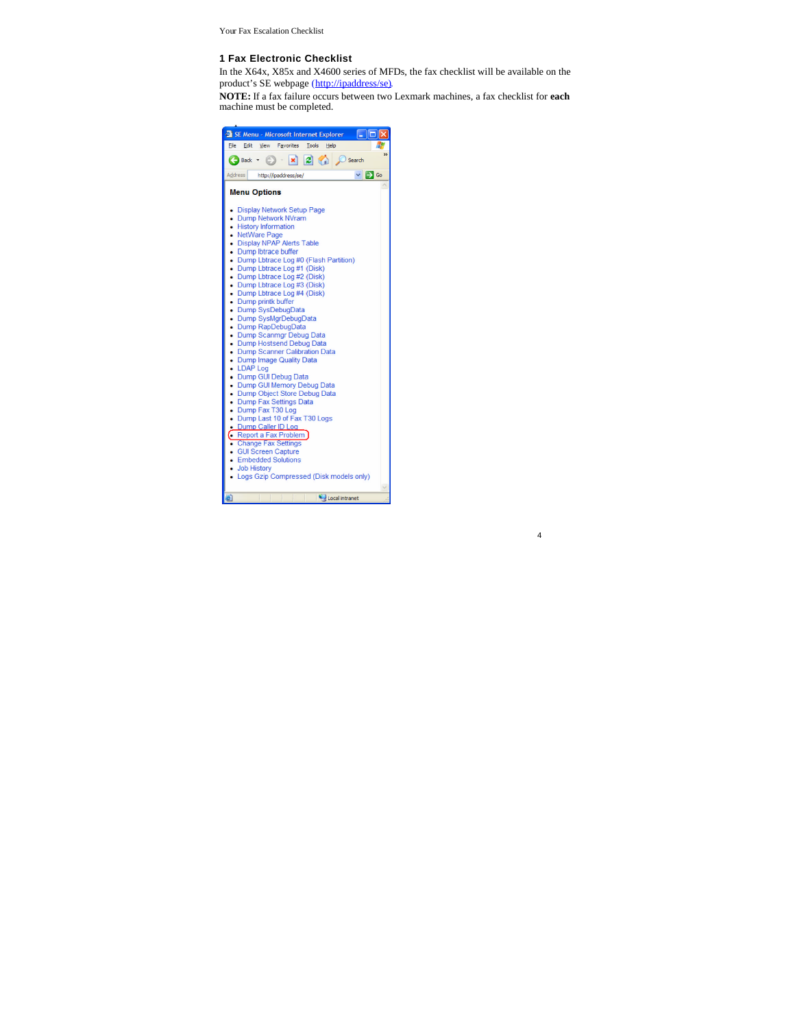## 1 Fax Electronic Checklist

In the X64x, X85x and X4600 series of MFDs, the fax checklist will be available on the product's SE webpage (http://ipaddress/se).

**NOTE:** If a fax failure occurs between two Lexmark machines, a fax checklist for **each** machine must be completed.

SE Menu - Microsoft Internet Explorer

Address: http://ipaddress/se/

**Menu Options**

- Display Network Setup Page
- Dump Network NVram
- History Information
- NetWare Page
- Display NPAP Alerts Table
- Dump lbtrace buffer
- Dump Lbtrace Log #0 (Flash Partition)
- Dump Lbtrace Log #1 (Disk)
- Dump Lbtrace Log #2 (Disk)
- Dump Lbtrace Log #3 (Disk)
- Dump Lbtrace Log #4 (Disk)
- Dump printk buffer
- Dump SysDebugData
- Dump SysMgrDebugData
- Dump RapDebugData
- Dump Scanmgr Debug Data
- Dump Hostsend Debug Data
- Dump Scanner Calibration Data
- Dump Image Quality Data
- LDAP Log
- Dump GUI Debug Data
- Dump GUI Memory Debug Data
- Dump Object Store Debug Data
- Dump Fax Settings Data
- Dump Fax T30 Log
- Dump Last 10 of Fax T30 Logs
- Dump Caller ID Log
- Report a Fax Problem
- Change Fax Settings
- GUI Screen Capture
- Embedded Solutions
- Job History
- Logs Gzip Compressed (Disk models only)

Local intranet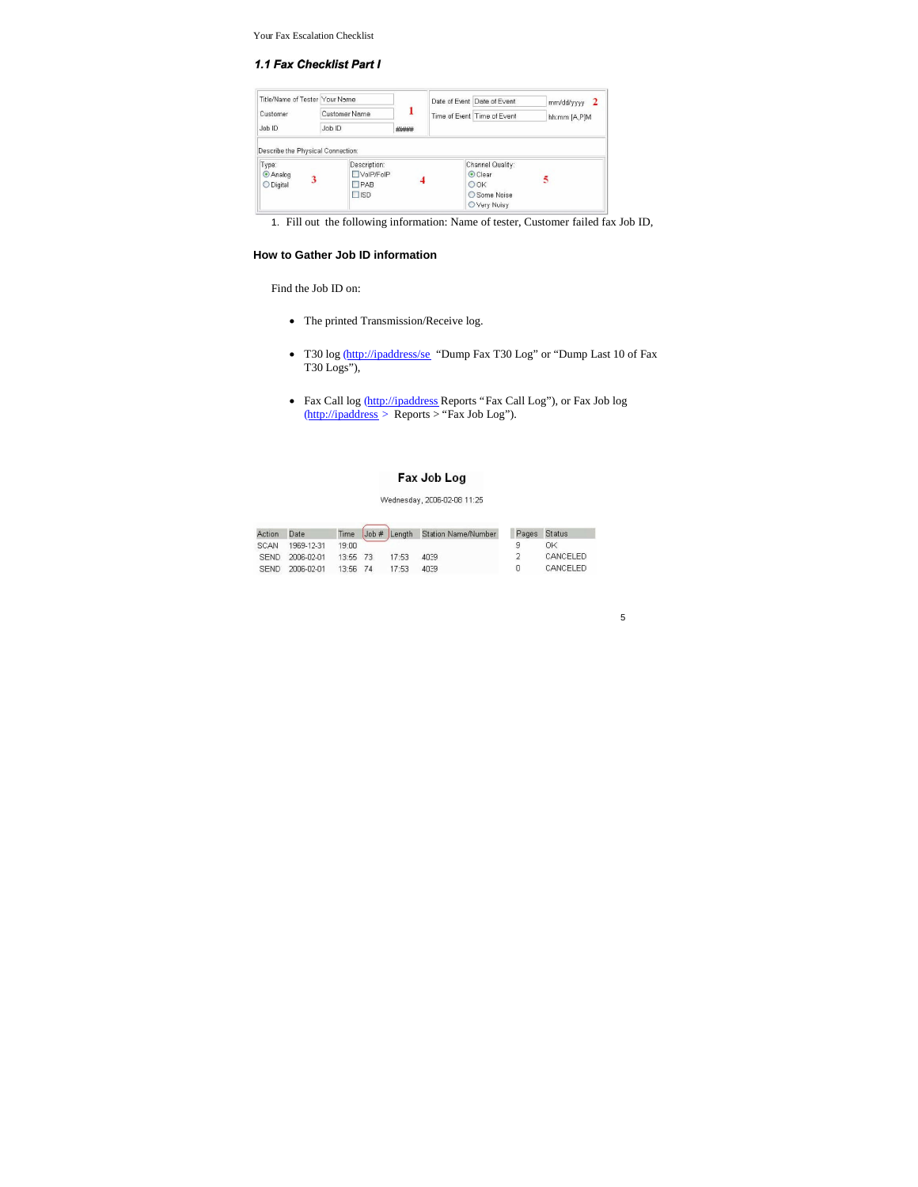## 1.1 Fax Checklist Part I

| Title/Name of Tester | Your Name | 1 | Date of Event | Date of Event | mm/dd/yyyy 2 |
|---|---|---|---|---|---|
| Customer | Customer Name | | Time of Event | Time of Event | hh:mm [A,P]M |
| Job ID | Job ID | ##### | | | |

Describe the Physical Connection:

| Type: 3 | Description: 4 | Channel Quality: 5 |
|---|---|---|
| ◉ Analog | ☐ VoIP/FoIP | ◉ Clear |
| ○ Digital | ☐ PAB | ○ OK |
| | ☐ ISD | ○ Some Noise |
| | | ○ Very Noisy |

1. Fill out the following information: Name of tester, Customer failed fax Job ID,

### How to Gather Job ID information

Find the Job ID on:

- The printed Transmission/Receive log.
- T30 log (http://ipaddress/se "Dump Fax T30 Log" or "Dump Last 10 of Fax T30 Logs"),
- Fax Call log (http://ipaddress Reports "Fax Call Log"), or Fax Job log (http://ipaddress > Reports > "Fax Job Log").

**Fax Job Log**

Wednesday, 2006-02-08 11:25

| Action | Date | Time | Job # | Length | Station Name/Number | Pages | Status |
|---|---|---|---|---|---|---|---|
| SCAN | 1969-12-31 | 19:00 | | | | 9 | OK |
| SEND | 2006-02-01 | 13:55 | 73 | 17:53 | 4039 | 2 | CANCELED |
| SEND | 2006-02-01 | 13:56 | 74 | 17:53 | 4039 | 0 | CANCELED |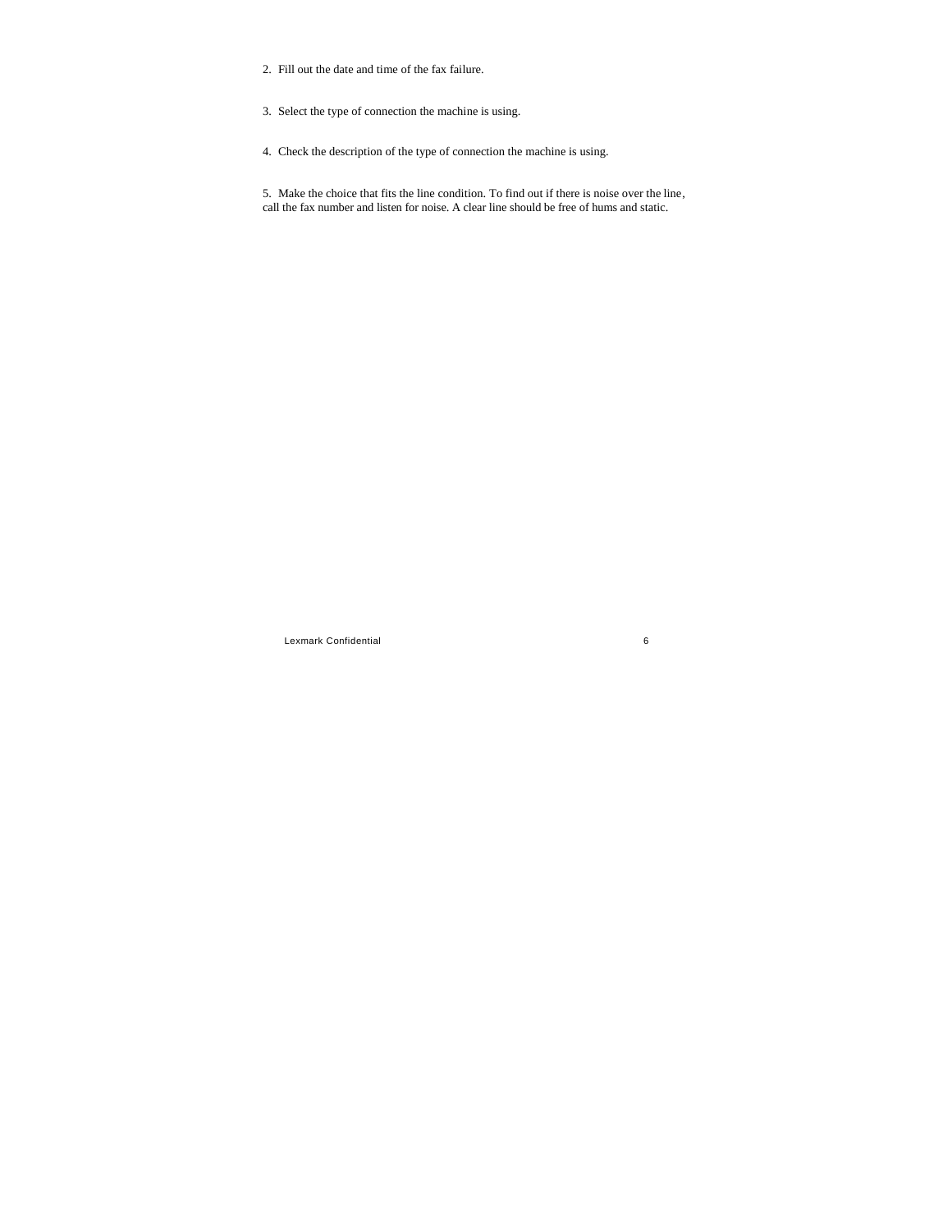2. Fill out the date and time of the fax failure.

3. Select the type of connection the machine is using.

4. Check the description of the type of connection the machine is using.

5. Make the choice that fits the line condition. To find out if there is noise over the line, call the fax number and listen for noise. A clear line should be free of hums and static.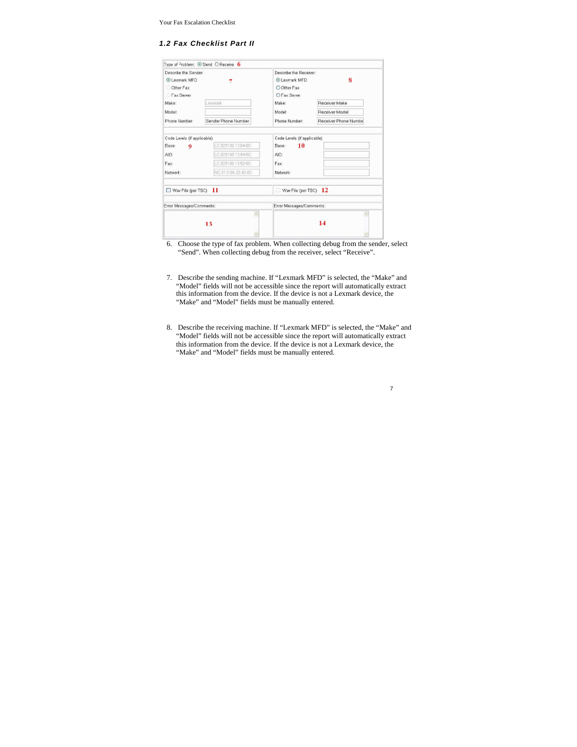### 1.2 Fax Checklist Part II

Type of Problem: (•) Send ( ) Receive **6**

| Describe the Sender: **7** | | Describe the Receiver: **8** | |
|---|---|---|---|
| (•) Lexmark MFD | | (•) Lexmark MFD | |
| ( ) Other Fax | | ( ) Other Fax | |
| ( ) Fax Server | | ( ) Fax Server | |
| Make: | Lexmark | Make: | Receiver Make |
| Model: | | Model: | Receiver Model |
| Phone Number: | Sender Phone Number | Phone Number: | Receiver Phone Numbe |

| Code Levels (if applicable) **9** | | Code Levels (if applicable) **10** | |
|---|---|---|---|
| Base: | LC.020106 13:04-0C | Base: | |
| AIO: | LC.020106 13:04-0C | AIO: | |
| Fax: | LC.020106 13:52-0C | Fax: | |
| Network: | NC.013106 22:42-0C | Network: | |

| ☐ Wav File (per TSC) **11** | ☐ Wav File (per TSC) **12** |
|---|---|

| Error Messages/Comments: | Error Messages/Comments: |
|---|---|
| **13** | **14** |

6. Choose the type of fax problem. When collecting debug from the sender, select "Send". When collecting debug from the receiver, select "Receive".

7. Describe the sending machine. If "Lexmark MFD" is selected, the "Make" and "Model" fields will not be accessible since the report will automatically extract this information from the device. If the device is not a Lexmark device, the "Make" and "Model" fields must be manually entered.

8. Describe the receiving machine. If "Lexmark MFD" is selected, the "Make" and "Model" fields will not be accessible since the report will automatically extract this information from the device. If the device is not a Lexmark device, the "Make" and "Model" fields must be manually entered.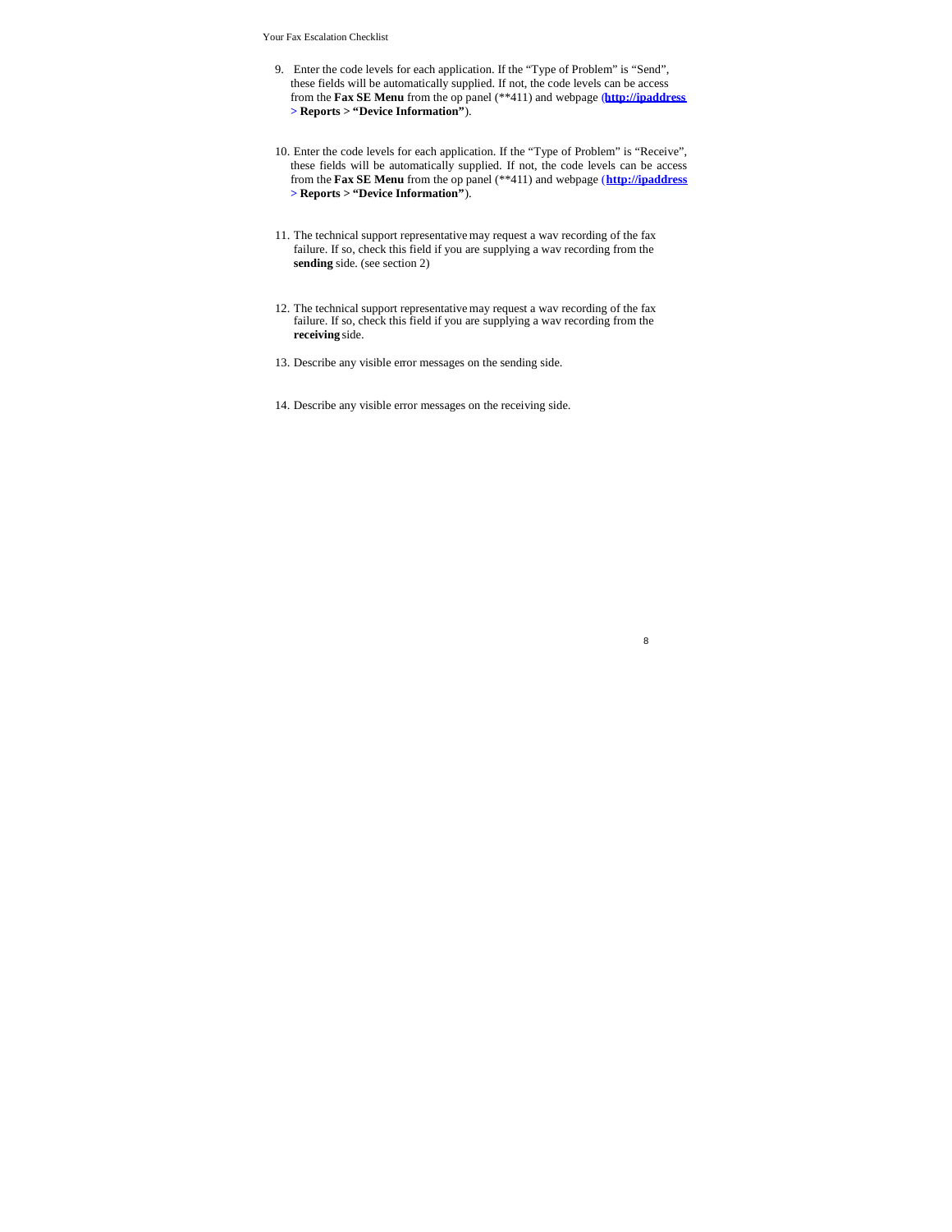9. Enter the code levels for each application. If the "Type of Problem" is "Send", these fields will be automatically supplied. If not, the code levels can be access from the **Fax SE Menu** from the op panel (**411) and webpage (**http://ipaddress > Reports > "Device Information"**).

10. Enter the code levels for each application. If the "Type of Problem" is "Receive", these fields will be automatically supplied. If not, the code levels can be access from the **Fax SE Menu** from the op panel (**411) and webpage (**http://ipaddress > Reports > "Device Information"**).

11. The technical support representative may request a wav recording of the fax failure. If so, check this field if you are supplying a wav recording from the **sending** side. (see section 2)

12. The technical support representative may request a wav recording of the fax failure. If so, check this field if you are supplying a wav recording from the **receiving** side.

13. Describe any visible error messages on the sending side.

14. Describe any visible error messages on the receiving side.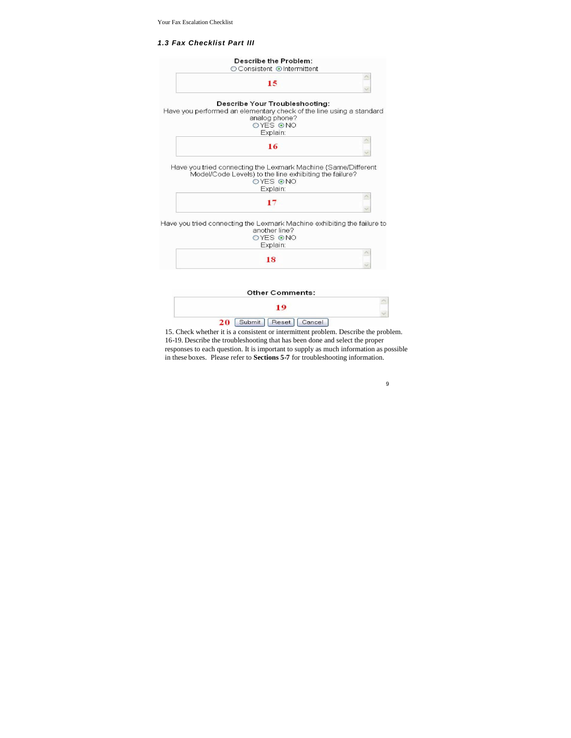### 1.3 Fax Checklist Part III

**Describe the Problem:**
○ Consistent ⊙ Intermittent

15

**Describe Your Troubleshooting:**
Have you performed an elementary check of the line using a standard analog phone?
○ YES ⊙ NO
Explain:

16

Have you tried connecting the Lexmark Machine (Same/Different Model/Code Levels) to the line exhibiting the failure?
○ YES ⊙ NO
Explain:

17

Have you tried connecting the Lexmark Machine exhibiting the failure to another line?
○ YES ⊙ NO
Explain:

18

**Other Comments:**

19

20 [Submit] [Reset] [Cancel]

15. Check whether it is a consistent or intermittent problem. Describe the problem.
16-19. Describe the troubleshooting that has been done and select the proper responses to each question. It is important to supply as much information as possible in these boxes. Please refer to **Sections 5-7** for troubleshooting information.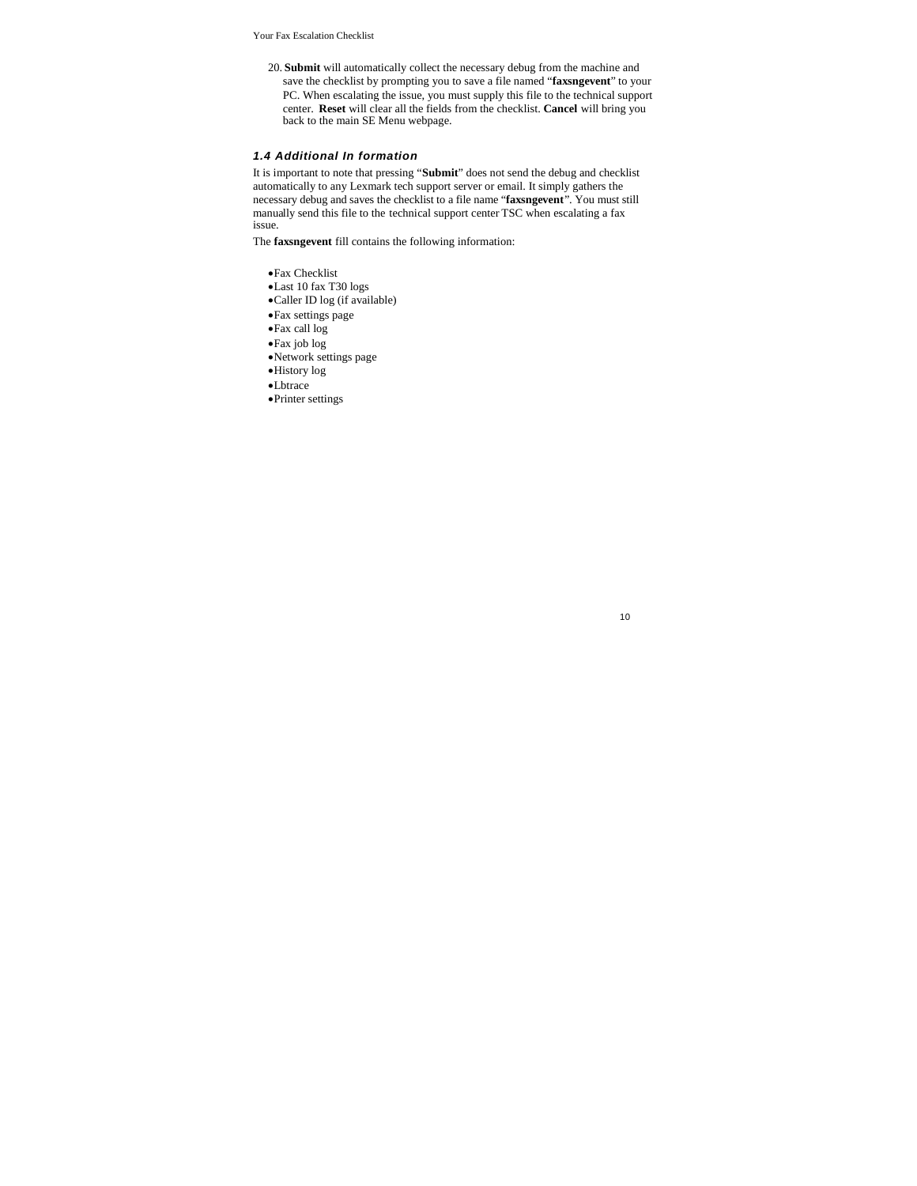20. **Submit** will automatically collect the necessary debug from the machine and save the checklist by prompting you to save a file named "**faxsngevent**" to your PC. When escalating the issue, you must supply this file to the technical support center. **Reset** will clear all the fields from the checklist. **Cancel** will bring you back to the main SE Menu webpage.

### *1.4 Additional In formation*

It is important to note that pressing "**Submit**" does not send the debug and checklist automatically to any Lexmark tech support server or email. It simply gathers the necessary debug and saves the checklist to a file name "**faxsngevent**". You must still manually send this file to the technical support center TSC when escalating a fax issue.

The **faxsngevent** fill contains the following information:

- Fax Checklist
- Last 10 fax T30 logs
- Caller ID log (if available)
- Fax settings page
- Fax call log
- Fax job log
- Network settings page
- History log
- Lbtrace
- Printer settings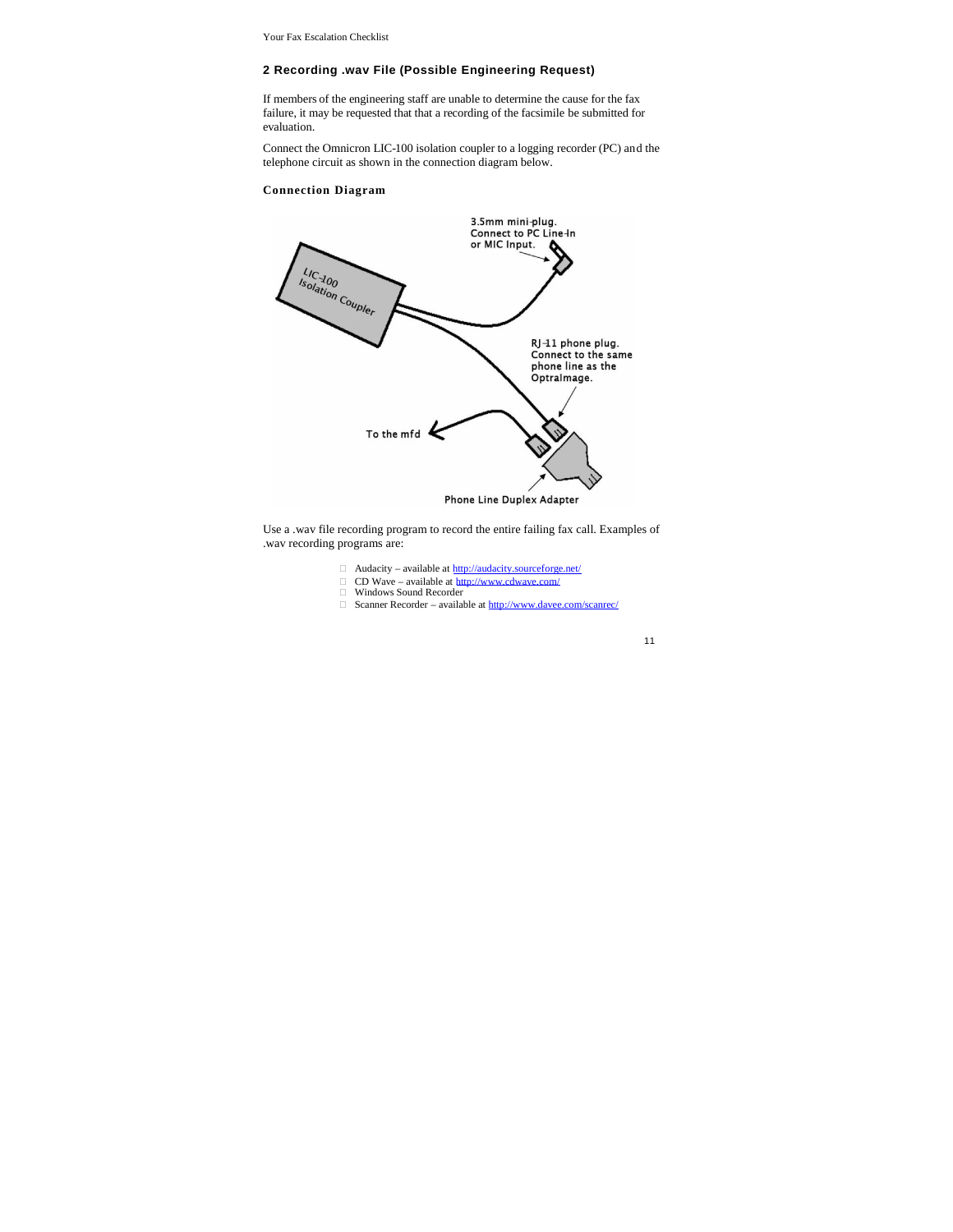## 2 Recording .wav File (Possible Engineering Request)

If members of the engineering staff are unable to determine the cause for the fax failure, it may be requested that that a recording of the facsimile be submitted for evaluation.

Connect the Omnicron LIC-100 isolation coupler to a logging recorder (PC) and the telephone circuit as shown in the connection diagram below.

### Connection Diagram

3.5mm mini-plug. Connect to PC Line-In or MIC Input.

LIC-100 Isolation Coupler

RJ-11 phone plug. Connect to the same phone line as the OptraImage.

To the mfd

Phone Line Duplex Adapter

Use a .wav file recording program to record the entire failing fax call. Examples of .wav recording programs are:

- Audacity – available at http://audacity.sourceforge.net/
- CD Wave – available at http://www.cdwave.com/
- Windows Sound Recorder
- Scanner Recorder – available at http://www.davee.com/scanrec/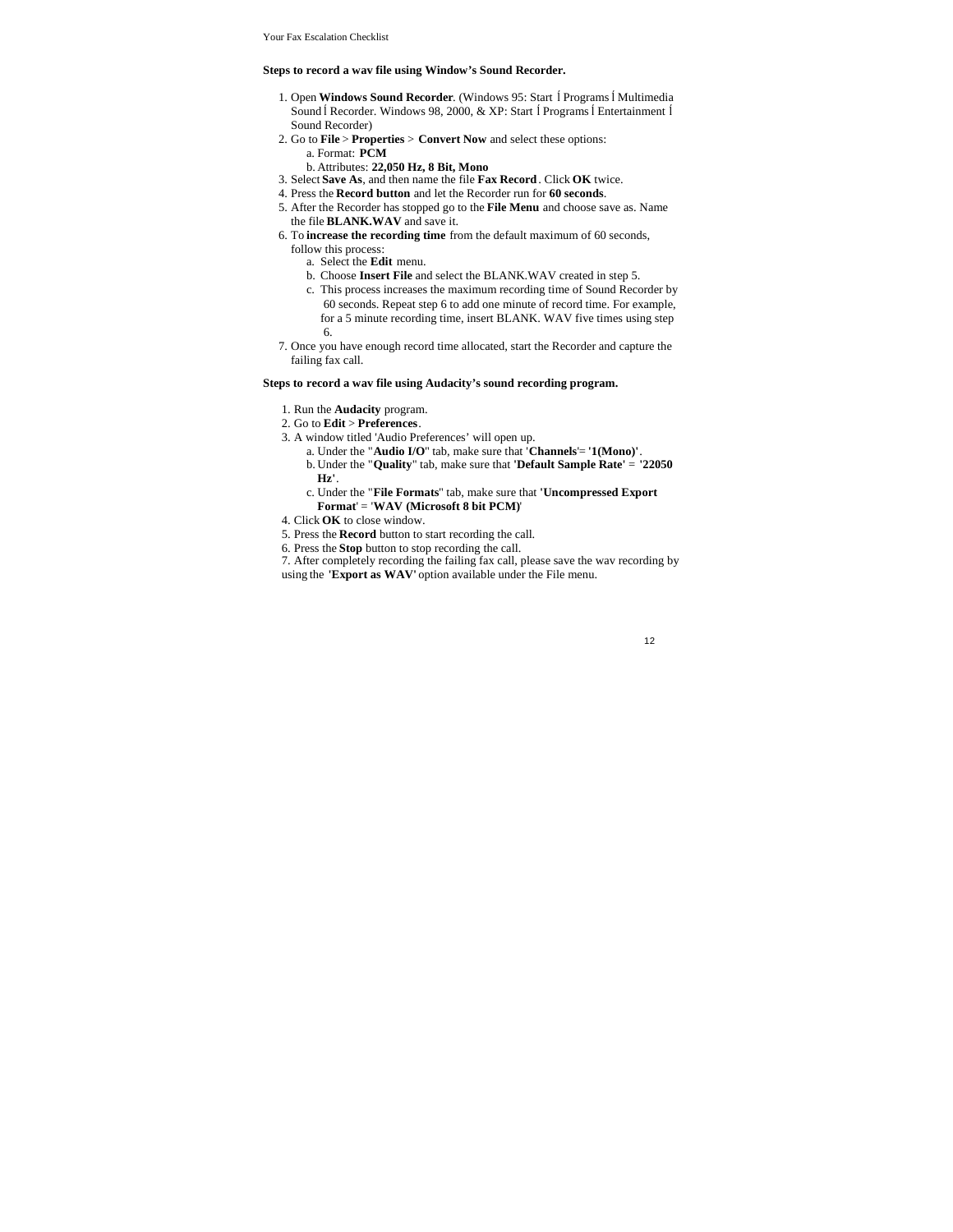**Steps to record a wav file using Window's Sound Recorder.**

1. Open **Windows Sound Recorder**. (Windows 95: Start Í Programs Í Multimedia Sound Í Recorder. Windows 98, 2000, & XP: Start Í Programs Í Entertainment Í Sound Recorder)
2. Go to **File** > **Properties** > **Convert Now** and select these options:
   a. Format: **PCM**
   b. Attributes: **22,050 Hz, 8 Bit, Mono**
3. Select **Save As**, and then name the file **Fax Record**. Click **OK** twice.
4. Press the **Record button** and let the Recorder run for **60 seconds**.
5. After the Recorder has stopped go to the **File Menu** and choose save as. Name the file **BLANK.WAV** and save it.
6. To **increase the recording time** from the default maximum of 60 seconds, follow this process:
   a. Select the **Edit** menu.
   b. Choose **Insert File** and select the BLANK.WAV created in step 5.
   c. This process increases the maximum recording time of Sound Recorder by 60 seconds. Repeat step 6 to add one minute of record time. For example, for a 5 minute recording time, insert BLANK. WAV five times using step 6.
7. Once you have enough record time allocated, start the Recorder and capture the failing fax call.

**Steps to record a wav file using Audacity's sound recording program.**

1. Run the **Audacity** program.
2. Go to **Edit** > **Preferences**.
3. A window titled 'Audio Preferences' will open up.
   a. Under the "**Audio I/O**" tab, make sure that '**Channels**'= **'1(Mono)'**.
   b. Under the "**Quality**" tab, make sure that **'Default Sample Rate'** = **'22050 Hz'**.
   c. Under the "**File Formats**" tab, make sure that **'Uncompressed Export Format**' = '**WAV (Microsoft 8 bit PCM)**'
4. Click **OK** to close window.
5. Press the **Record** button to start recording the call.
6. Press the **Stop** button to stop recording the call.
7. After completely recording the failing fax call, please save the wav recording by using the **'Export as WAV'** option available under the File menu.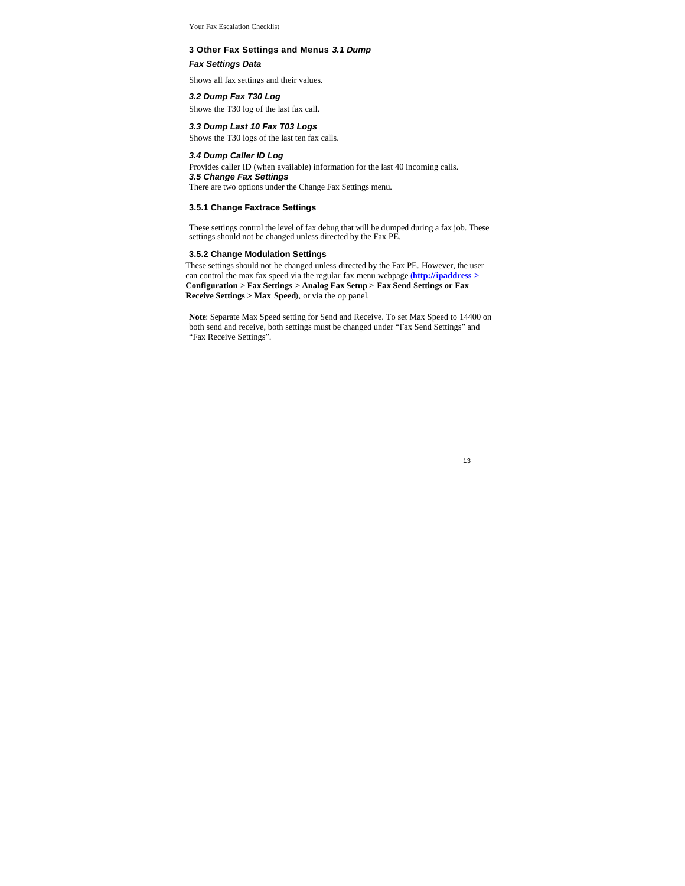## 3 Other Fax Settings and Menus

### *3.1 Dump Fax Settings Data*

Shows all fax settings and their values.

### *3.2 Dump Fax T30 Log*

Shows the T30 log of the last fax call.

### *3.3 Dump Last 10 Fax T03 Logs*

Shows the T30 logs of the last ten fax calls.

### *3.4 Dump Caller ID Log*

Provides caller ID (when available) information for the last 40 incoming calls.

### *3.5 Change Fax Settings*

There are two options under the Change Fax Settings menu.

#### 3.5.1 Change Faxtrace Settings

These settings control the level of fax debug that will be dumped during a fax job. These settings should not be changed unless directed by the Fax PE.

#### 3.5.2 Change Modulation Settings

These settings should not be changed unless directed by the Fax PE. However, the user can control the max fax speed via the regular fax menu webpage (**http://ipaddress > Configuration > Fax Settings > Analog Fax Setup > Fax Send Settings or Fax Receive Settings > Max Speed**), or via the op panel.

**Note**: Separate Max Speed setting for Send and Receive. To set Max Speed to 14400 on both send and receive, both settings must be changed under "Fax Send Settings" and "Fax Receive Settings".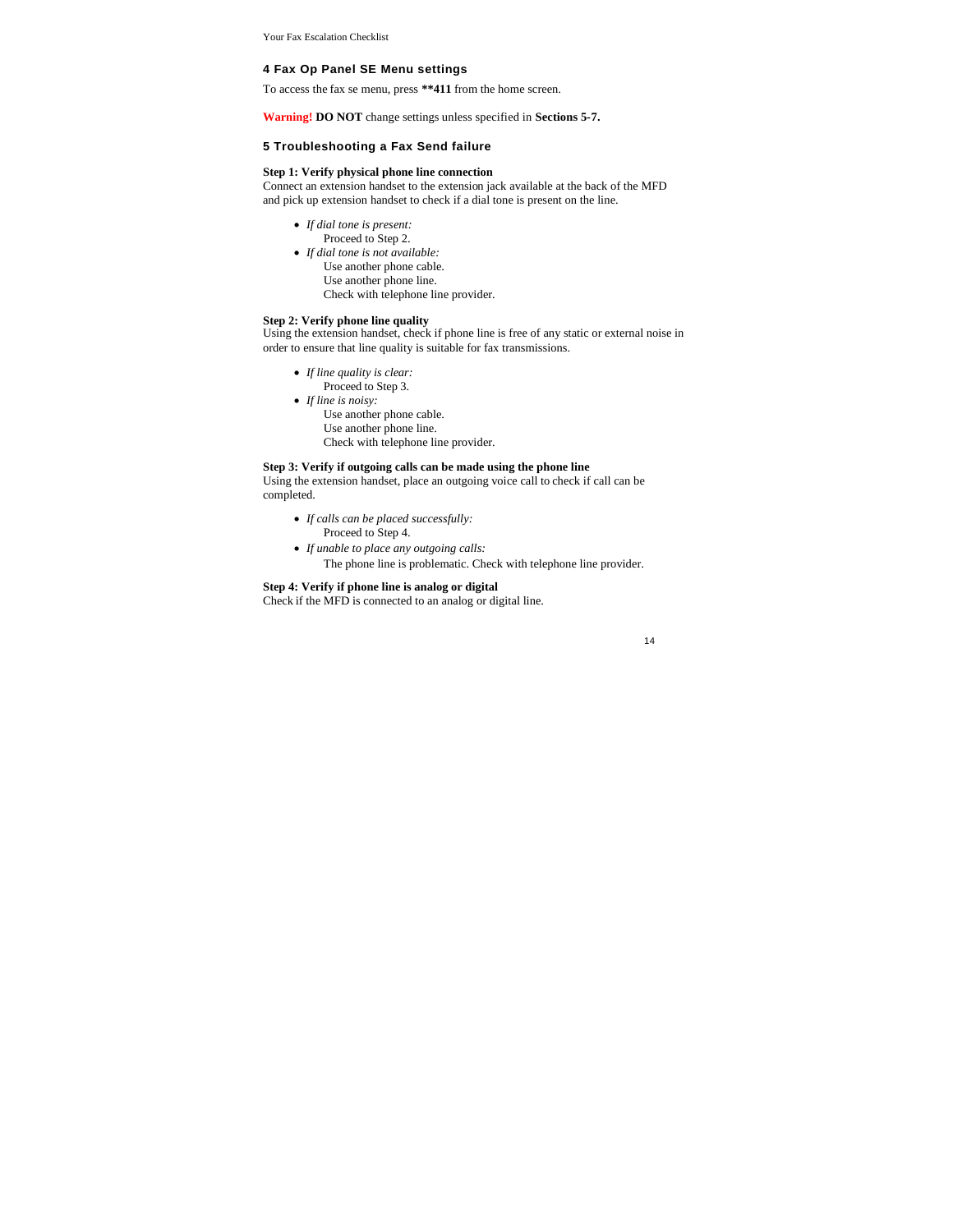## 4 Fax Op Panel SE Menu settings

To access the fax se menu, press **\*\*411** from the home screen.

**Warning! DO NOT** change settings unless specified in **Sections 5-7.**

## 5 Troubleshooting a Fax Send failure

**Step 1: Verify physical phone line connection**
Connect an extension handset to the extension jack available at the back of the MFD and pick up extension handset to check if a dial tone is present on the line.

- *If dial tone is present:*
  Proceed to Step 2.
- *If dial tone is not available:*
  Use another phone cable.
  Use another phone line.
  Check with telephone line provider.

**Step 2: Verify phone line quality**
Using the extension handset, check if phone line is free of any static or external noise in order to ensure that line quality is suitable for fax transmissions.

- *If line quality is clear:*
  Proceed to Step 3.
- *If line is noisy:*
  Use another phone cable.
  Use another phone line.
  Check with telephone line provider.

**Step 3: Verify if outgoing calls can be made using the phone line**
Using the extension handset, place an outgoing voice call to check if call can be completed.

- *If calls can be placed successfully:*
  Proceed to Step 4.
- *If unable to place any outgoing calls:*
  The phone line is problematic. Check with telephone line provider.

**Step 4: Verify if phone line is analog or digital**
Check if the MFD is connected to an analog or digital line.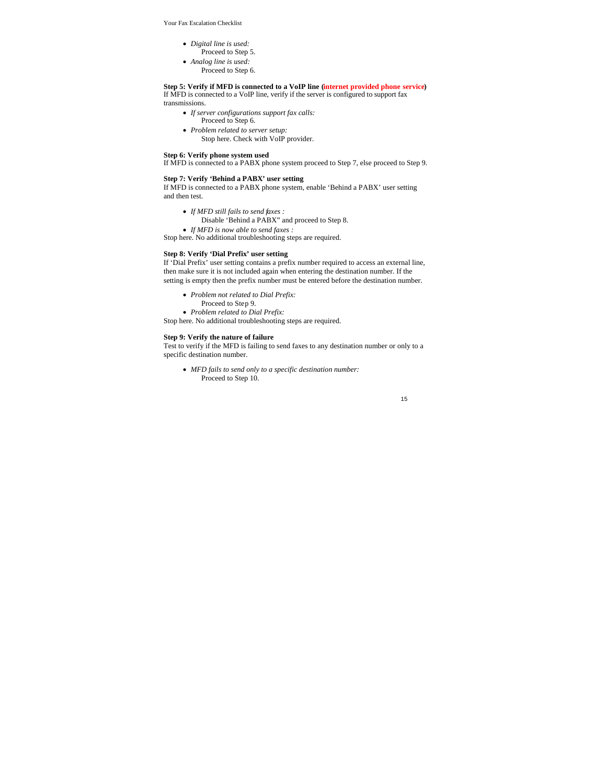- *Digital line is used:*
  Proceed to Step 5.
- *Analog line is used:*
  Proceed to Step 6.

**Step 5: Verify if MFD is connected to a VoIP line (internet provided phone service)**
If MFD is connected to a VoIP line, verify if the server is configured to support fax transmissions.

- *If server configurations support fax calls:*
  Proceed to Step 6.
- *Problem related to server setup:*
  Stop here. Check with VoIP provider.

**Step 6: Verify phone system used**
If MFD is connected to a PABX phone system proceed to Step 7, else proceed to Step 9.

**Step 7: Verify 'Behind a PABX' user setting**
If MFD is connected to a PABX phone system, enable 'Behind a PABX' user setting and then test.

- *If MFD still fails to send faxes :*
  Disable 'Behind a PABX" and proceed to Step 8.
- *If MFD is now able to send faxes :*

Stop here. No additional troubleshooting steps are required.

**Step 8: Verify 'Dial Prefix' user setting**
If 'Dial Prefix' user setting contains a prefix number required to access an external line, then make sure it is not included again when entering the destination number. If the setting is empty then the prefix number must be entered before the destination number.

- *Problem not related to Dial Prefix:*
  Proceed to Step 9.
- *Problem related to Dial Prefix:*

Stop here. No additional troubleshooting steps are required.

**Step 9: Verify the nature of failure**
Test to verify if the MFD is failing to send faxes to any destination number or only to a specific destination number.

- *MFD fails to send only to a specific destination number:*
  Proceed to Step 10.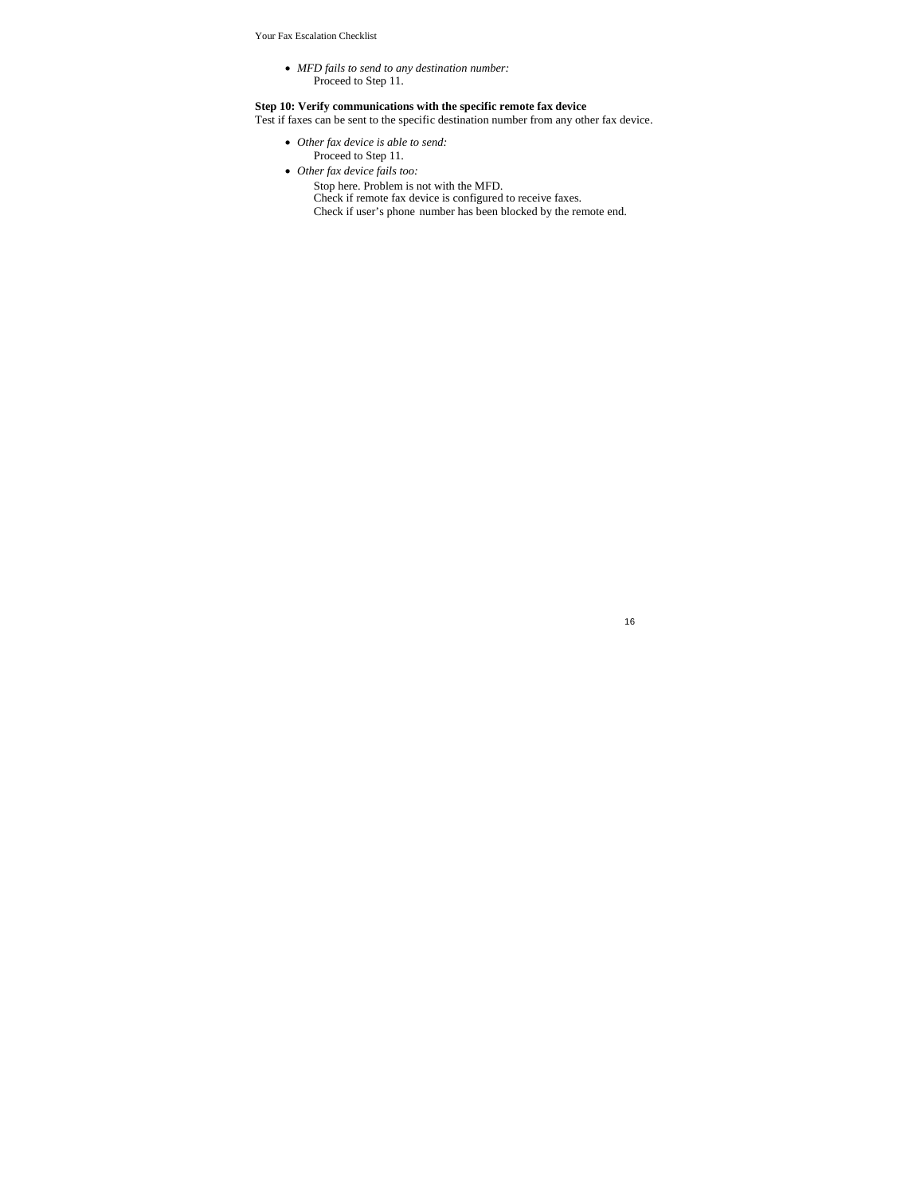- *MFD fails to send to any destination number:*
  Proceed to Step 11.

**Step 10: Verify communications with the specific remote fax device**

Test if faxes can be sent to the specific destination number from any other fax device.

- *Other fax device is able to send:*
  Proceed to Step 11.
- *Other fax device fails too:*
  Stop here. Problem is not with the MFD.
  Check if remote fax device is configured to receive faxes.
  Check if user's phone number has been blocked by the remote end.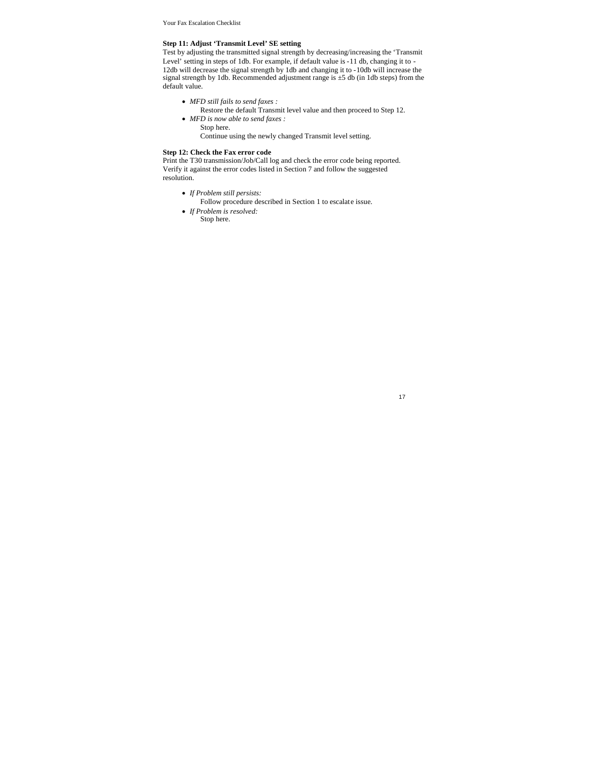**Step 11: Adjust 'Transmit Level' SE setting**

Test by adjusting the transmitted signal strength by decreasing/increasing the 'Transmit Level' setting in steps of 1db. For example, if default value is -11 db, changing it to -12db will decrease the signal strength by 1db and changing it to -10db will increase the signal strength by 1db. Recommended adjustment range is ±5 db (in 1db steps) from the default value.

- *MFD still fails to send faxes :*
  Restore the default Transmit level value and then proceed to Step 12.
- *MFD is now able to send faxes :*
  Stop here.
  Continue using the newly changed Transmit level setting.

**Step 12: Check the Fax error code**

Print the T30 transmission/Job/Call log and check the error code being reported. Verify it against the error codes listed in Section 7 and follow the suggested resolution.

- *If Problem still persists:*
  Follow procedure described in Section 1 to escalate issue.
- *If Problem is resolved:*
  Stop here.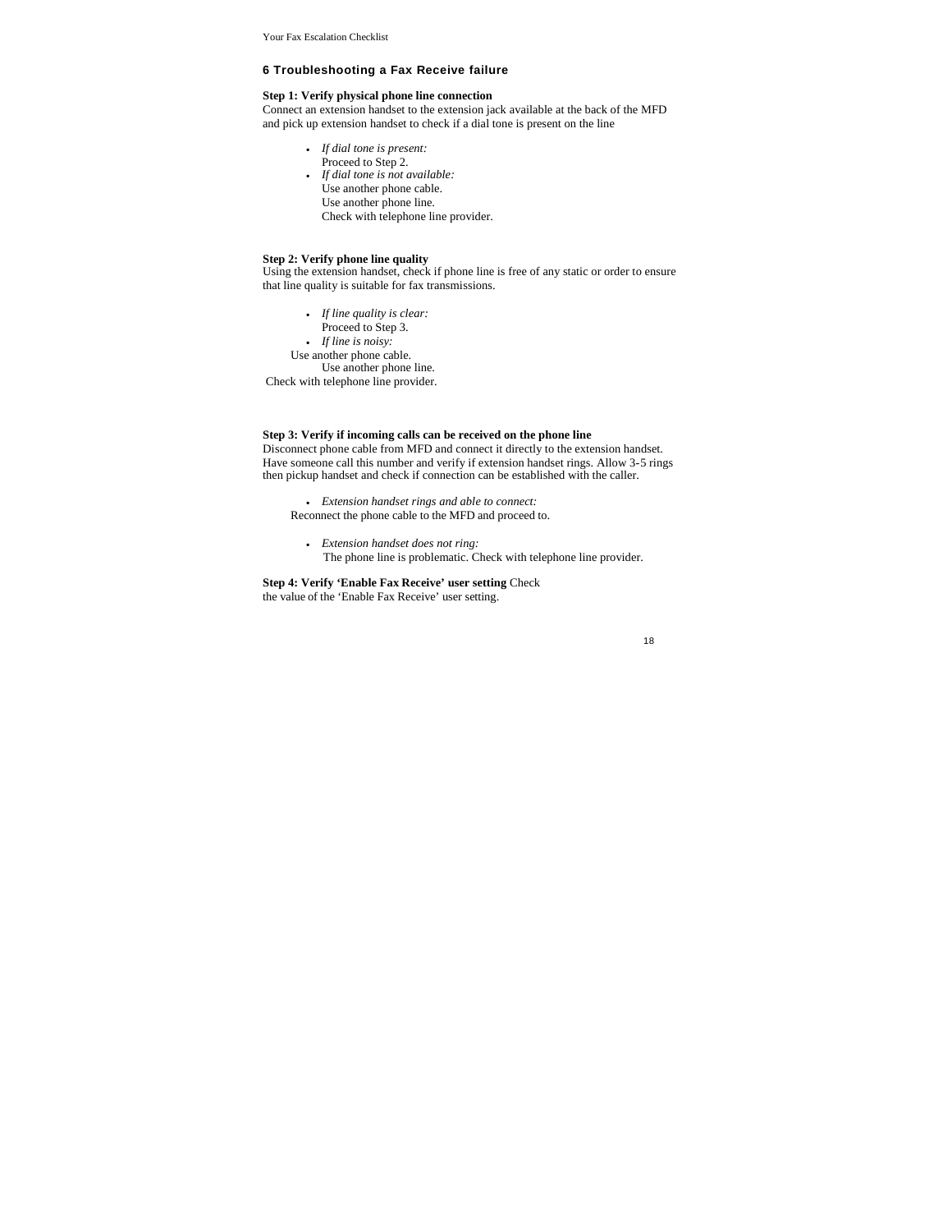## 6 Troubleshooting a Fax Receive failure

**Step 1: Verify physical phone line connection**
Connect an extension handset to the extension jack available at the back of the MFD and pick up extension handset to check if a dial tone is present on the line

- *If dial tone is present:*
  Proceed to Step 2.
- *If dial tone is not available:*
  Use another phone cable.
  Use another phone line.
  Check with telephone line provider.

**Step 2: Verify phone line quality**
Using the extension handset, check if phone line is free of any static or order to ensure that line quality is suitable for fax transmissions.

- *If line quality is clear:*
  Proceed to Step 3.
- *If line is noisy:*
  Use another phone cable.
  Use another phone line.
  Check with telephone line provider.

**Step 3: Verify if incoming calls can be received on the phone line**
Disconnect phone cable from MFD and connect it directly to the extension handset. Have someone call this number and verify if extension handset rings. Allow 3-5 rings then pickup handset and check if connection can be established with the caller.

- *Extension handset rings and able to connect:*
  Reconnect the phone cable to the MFD and proceed to.

- *Extension handset does not ring:*
  The phone line is problematic. Check with telephone line provider.

**Step 4: Verify 'Enable Fax Receive' user setting** Check the value of the 'Enable Fax Receive' user setting.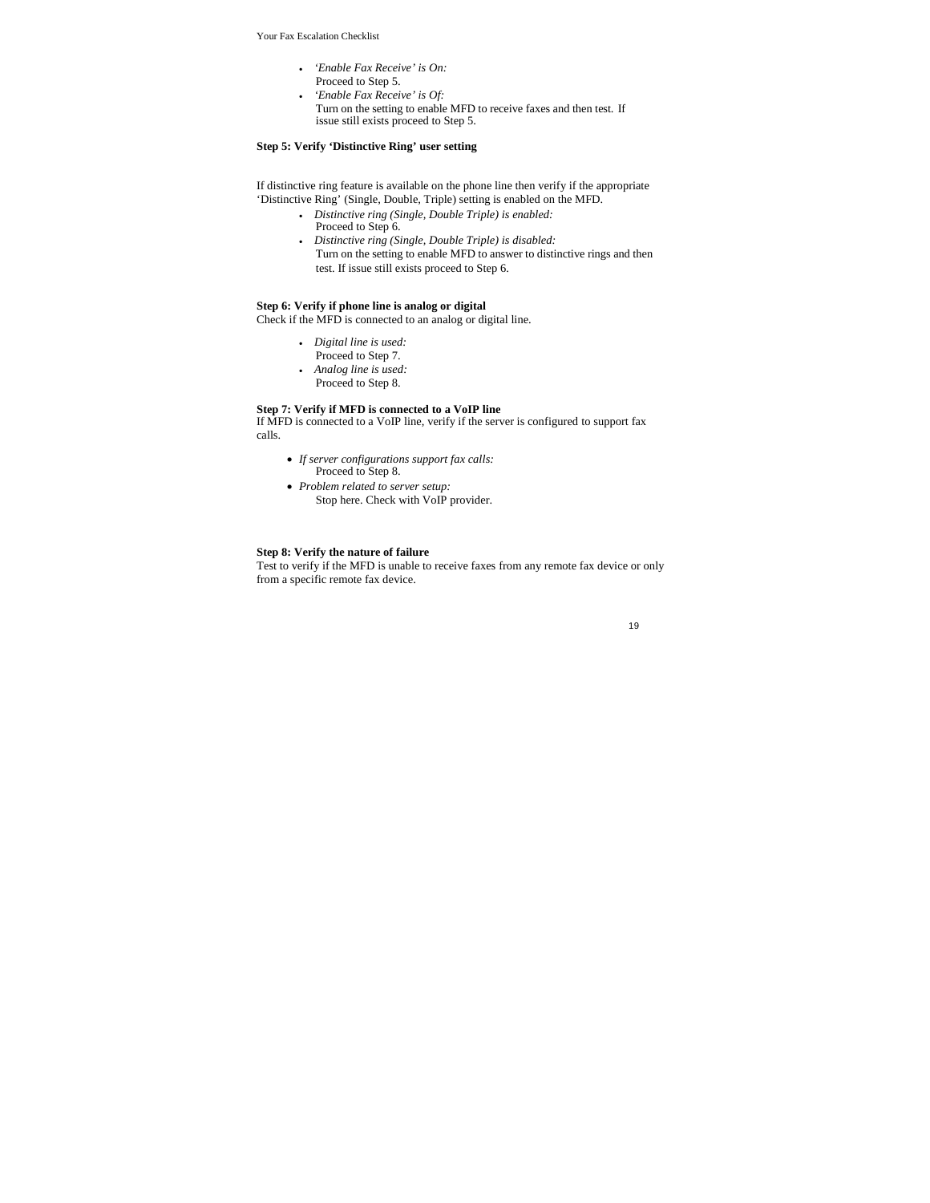- *'Enable Fax Receive' is On:*
  Proceed to Step 5.
- *'Enable Fax Receive' is Of:*
  Turn on the setting to enable MFD to receive faxes and then test. If issue still exists proceed to Step 5.

**Step 5: Verify 'Distinctive Ring' user setting**

If distinctive ring feature is available on the phone line then verify if the appropriate 'Distinctive Ring' (Single, Double, Triple) setting is enabled on the MFD.

- *Distinctive ring (Single, Double Triple) is enabled:*
  Proceed to Step 6.
- *Distinctive ring (Single, Double Triple) is disabled:*
  Turn on the setting to enable MFD to answer to distinctive rings and then test. If issue still exists proceed to Step 6.

**Step 6: Verify if phone line is analog or digital**

Check if the MFD is connected to an analog or digital line.

- *Digital line is used:*
  Proceed to Step 7.
- *Analog line is used:*
  Proceed to Step 8.

**Step 7: Verify if MFD is connected to a VoIP line**

If MFD is connected to a VoIP line, verify if the server is configured to support fax calls.

- *If server configurations support fax calls:*
  Proceed to Step 8.
- *Problem related to server setup:*
  Stop here. Check with VoIP provider.

**Step 8: Verify the nature of failure**

Test to verify if the MFD is unable to receive faxes from any remote fax device or only from a specific remote fax device.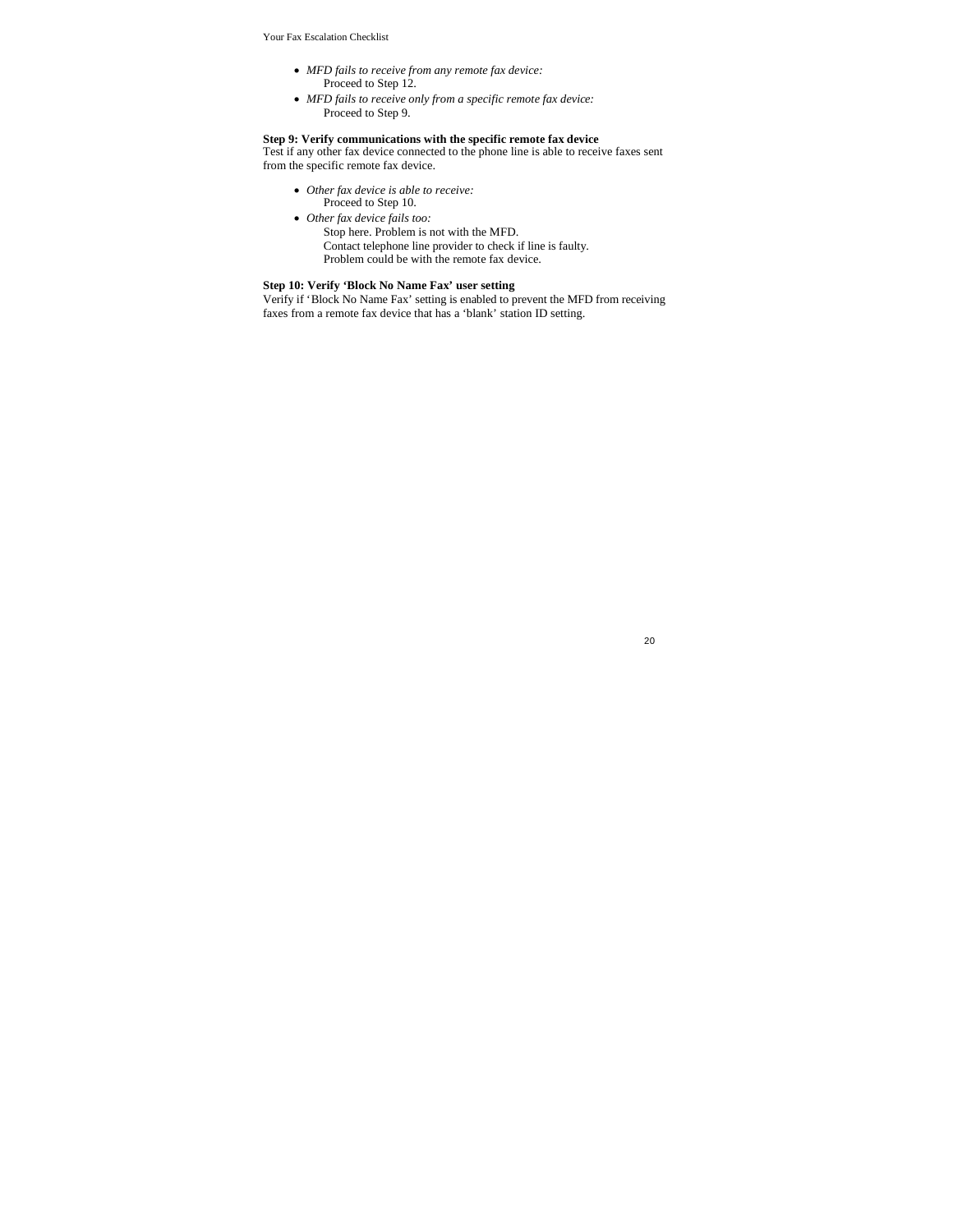- *MFD fails to receive from any remote fax device:*
  Proceed to Step 12.
- *MFD fails to receive only from a specific remote fax device:*
  Proceed to Step 9.

**Step 9: Verify communications with the specific remote fax device**
Test if any other fax device connected to the phone line is able to receive faxes sent from the specific remote fax device.

- *Other fax device is able to receive:*
  Proceed to Step 10.
- *Other fax device fails too:*
  Stop here. Problem is not with the MFD.
  Contact telephone line provider to check if line is faulty.
  Problem could be with the remote fax device.

**Step 10: Verify 'Block No Name Fax' user setting**
Verify if 'Block No Name Fax' setting is enabled to prevent the MFD from receiving faxes from a remote fax device that has a 'blank' station ID setting.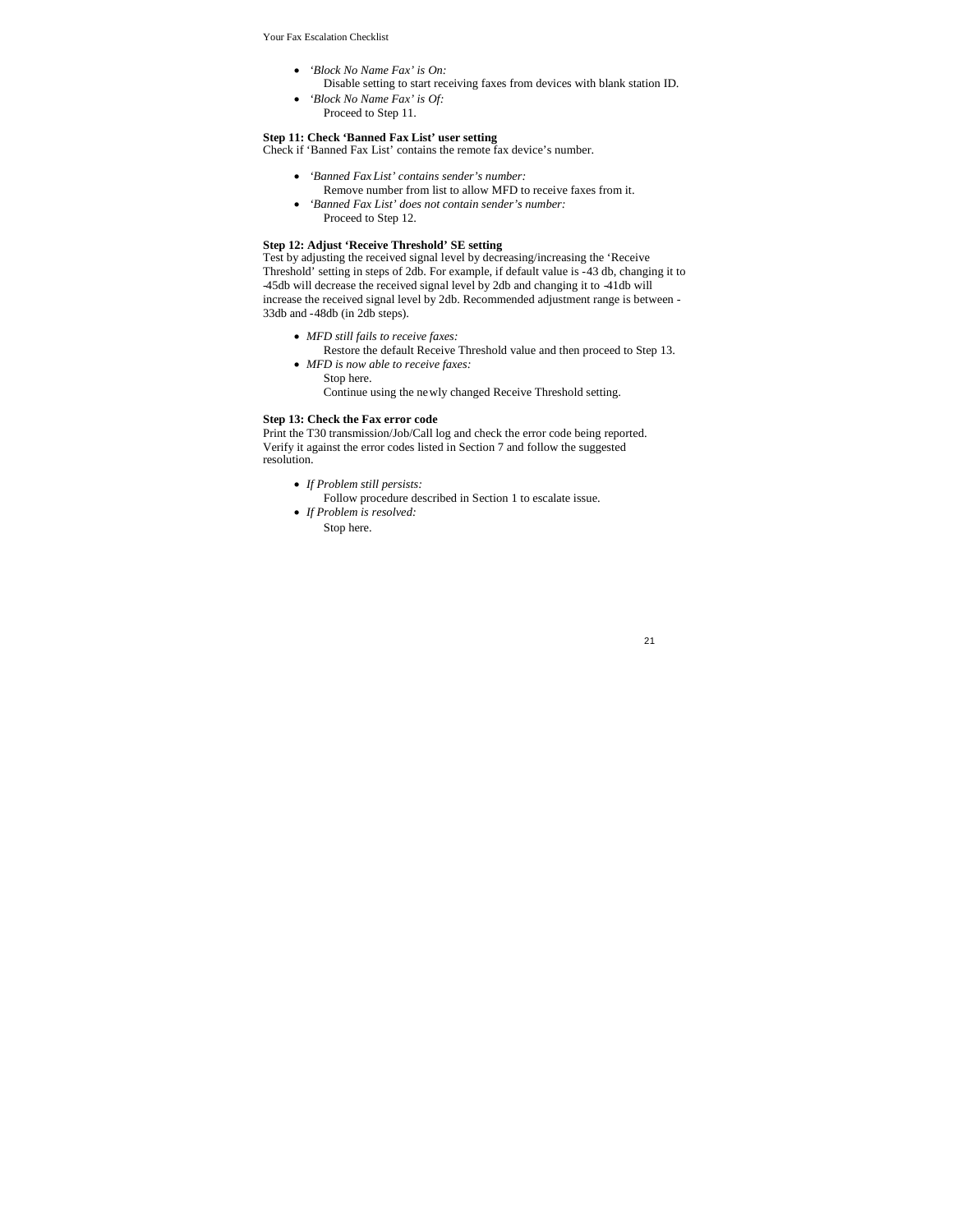- *'Block No Name Fax' is On:*
  Disable setting to start receiving faxes from devices with blank station ID.
- *'Block No Name Fax' is Of:*
  Proceed to Step 11.

**Step 11: Check 'Banned Fax List' user setting**
Check if 'Banned Fax List' contains the remote fax device's number.

- *'Banned Fax List' contains sender's number:*
  Remove number from list to allow MFD to receive faxes from it.
- *'Banned Fax List' does not contain sender's number:*
  Proceed to Step 12.

**Step 12: Adjust 'Receive Threshold' SE setting**
Test by adjusting the received signal level by decreasing/increasing the 'Receive Threshold' setting in steps of 2db. For example, if default value is -43 db, changing it to -45db will decrease the received signal level by 2db and changing it to -41db will increase the received signal level by 2db. Recommended adjustment range is between -33db and -48db (in 2db steps).

- *MFD still fails to receive faxes:*
  Restore the default Receive Threshold value and then proceed to Step 13.
- *MFD is now able to receive faxes:*
  Stop here.
  Continue using the newly changed Receive Threshold setting.

**Step 13: Check the Fax error code**
Print the T30 transmission/Job/Call log and check the error code being reported. Verify it against the error codes listed in Section 7 and follow the suggested resolution.

- *If Problem still persists:*
  Follow procedure described in Section 1 to escalate issue.
- *If Problem is resolved:*
  Stop here.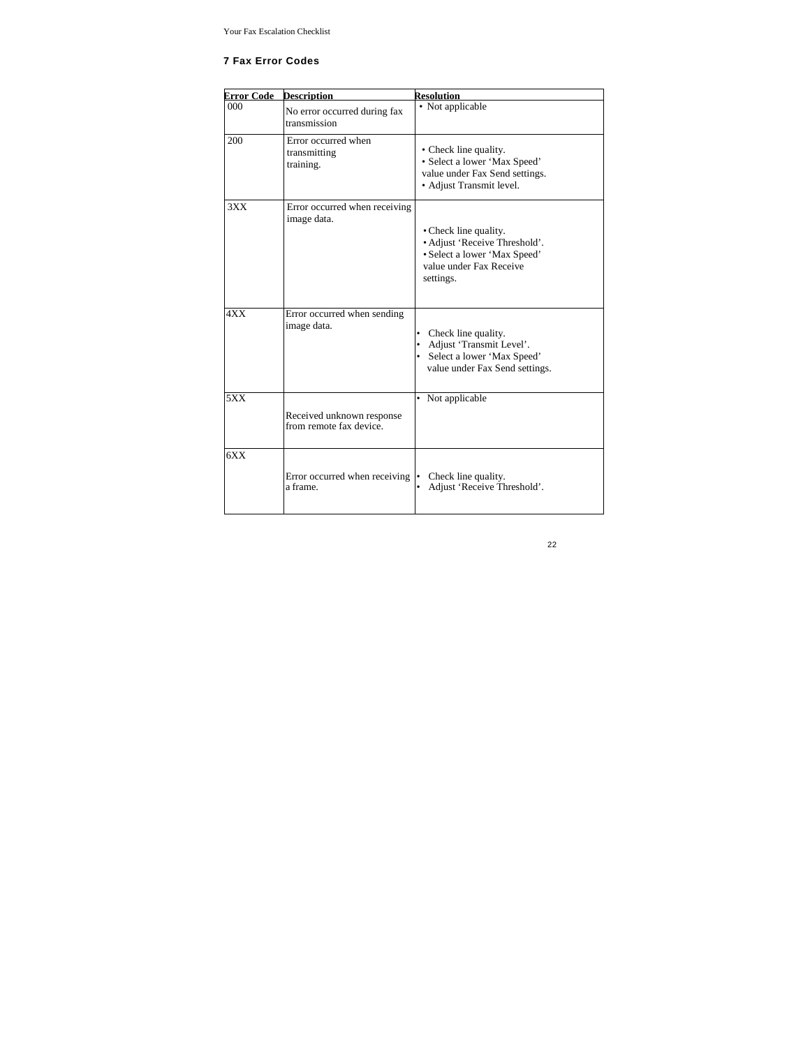## 7 Fax Error Codes

| Error Code | Description | Resolution |
|---|---|---|
| 000 | No error occurred during fax transmission | • Not applicable |
| 200 | Error occurred when transmitting training. | • Check line quality.<br>• Select a lower 'Max Speed' value under Fax Send settings.<br>• Adjust Transmit level. |
| 3XX | Error occurred when receiving image data. | • Check line quality.<br>• Adjust 'Receive Threshold'.<br>• Select a lower 'Max Speed' value under Fax Receive settings. |
| 4XX | Error occurred when sending image data. | • Check line quality.<br>• Adjust 'Transmit Level'.<br>• Select a lower 'Max Speed' value under Fax Send settings. |
| 5XX | Received unknown response from remote fax device. | • Not applicable |
| 6XX | Error occurred when receiving a frame. | • Check line quality.<br>• Adjust 'Receive Threshold'. |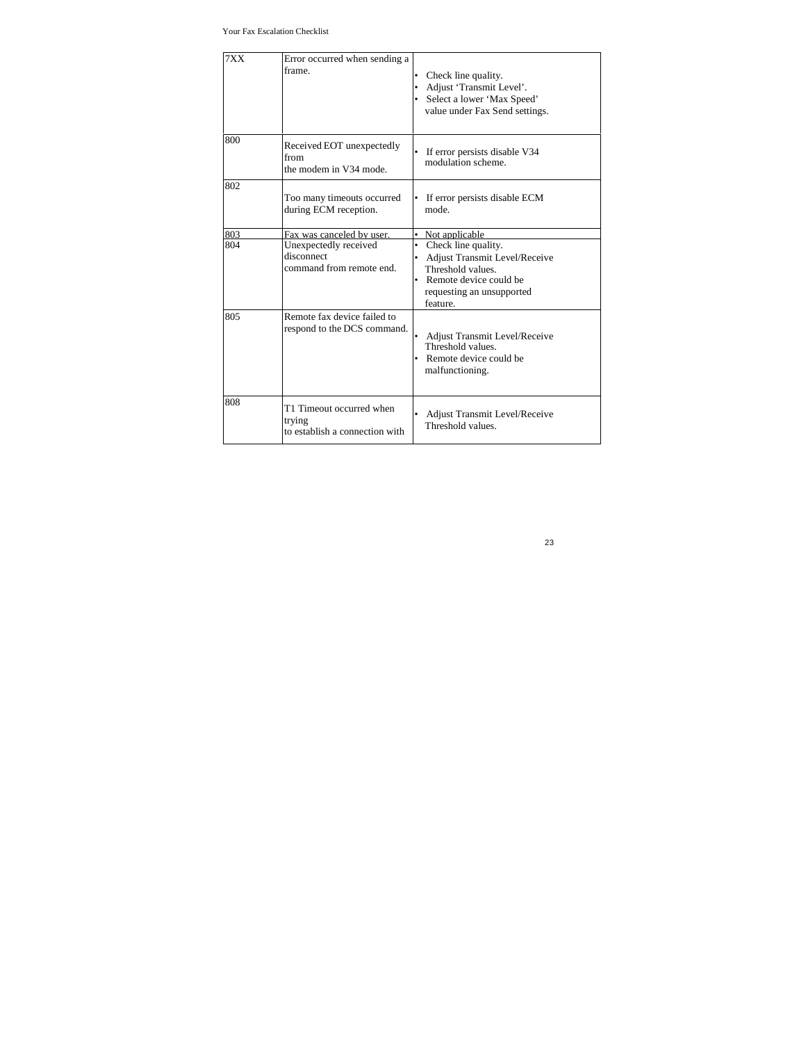| 7XX | Error occurred when sending a frame. | • Check line quality.<br>• Adjust 'Transmit Level'.<br>• Select a lower 'Max Speed' value under Fax Send settings. |
|---|---|---|
| 800 | Received EOT unexpectedly from the modem in V34 mode. | • If error persists disable V34 modulation scheme. |
| 802 | Too many timeouts occurred during ECM reception. | • If error persists disable ECM mode. |
| 803 | Fax was canceled by user. | • Not applicable |
| 804 | Unexpectedly received disconnect command from remote end. | • Check line quality.<br>• Adjust Transmit Level/Receive Threshold values.<br>• Remote device could be requesting an unsupported feature. |
| 805 | Remote fax device failed to respond to the DCS command. | • Adjust Transmit Level/Receive Threshold values.<br>• Remote device could be malfunctioning. |
| 808 | T1 Timeout occurred when trying to establish a connection with | • Adjust Transmit Level/Receive Threshold values. |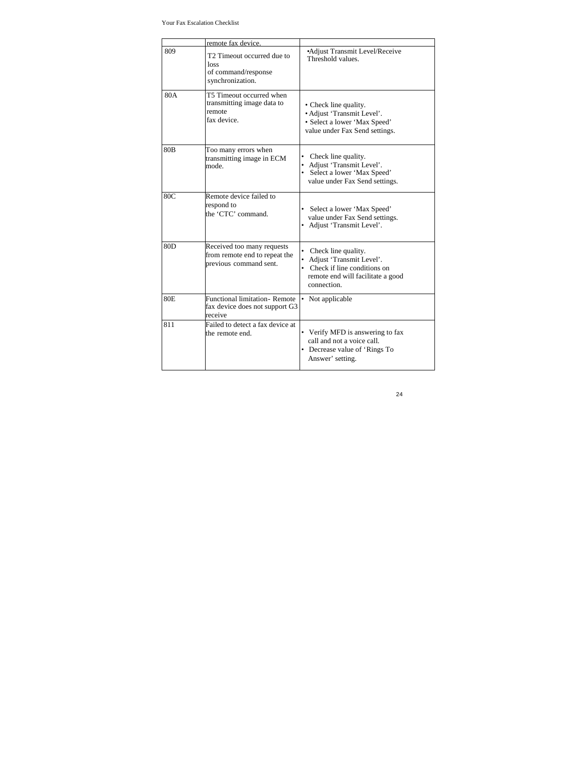| | | |
|---|---|---|
| | remote fax device. | |
| 809 | T2 Timeout occurred due to loss of command/response synchronization. | •Adjust Transmit Level/Receive Threshold values. |
| 80A | T5 Timeout occurred when transmitting image data to remote fax device. | • Check line quality.<br>• Adjust 'Transmit Level'.<br>• Select a lower 'Max Speed' value under Fax Send settings. |
| 80B | Too many errors when transmitting image in ECM mode. | • Check line quality.<br>• Adjust 'Transmit Level'.<br>• Select a lower 'Max Speed' value under Fax Send settings. |
| 80C | Remote device failed to respond to the 'CTC' command. | • Select a lower 'Max Speed' value under Fax Send settings.<br>• Adjust 'Transmit Level'. |
| 80D | Received too many requests from remote end to repeat the previous command sent. | • Check line quality.<br>• Adjust 'Transmit Level'.<br>• Check if line conditions on remote end will facilitate a good connection. |
| 80E | Functional limitation- Remote fax device does not support G3 receive | • Not applicable |
| 811 | Failed to detect a fax device at the remote end. | • Verify MFD is answering to fax call and not a voice call.<br>• Decrease value of 'Rings To Answer' setting. |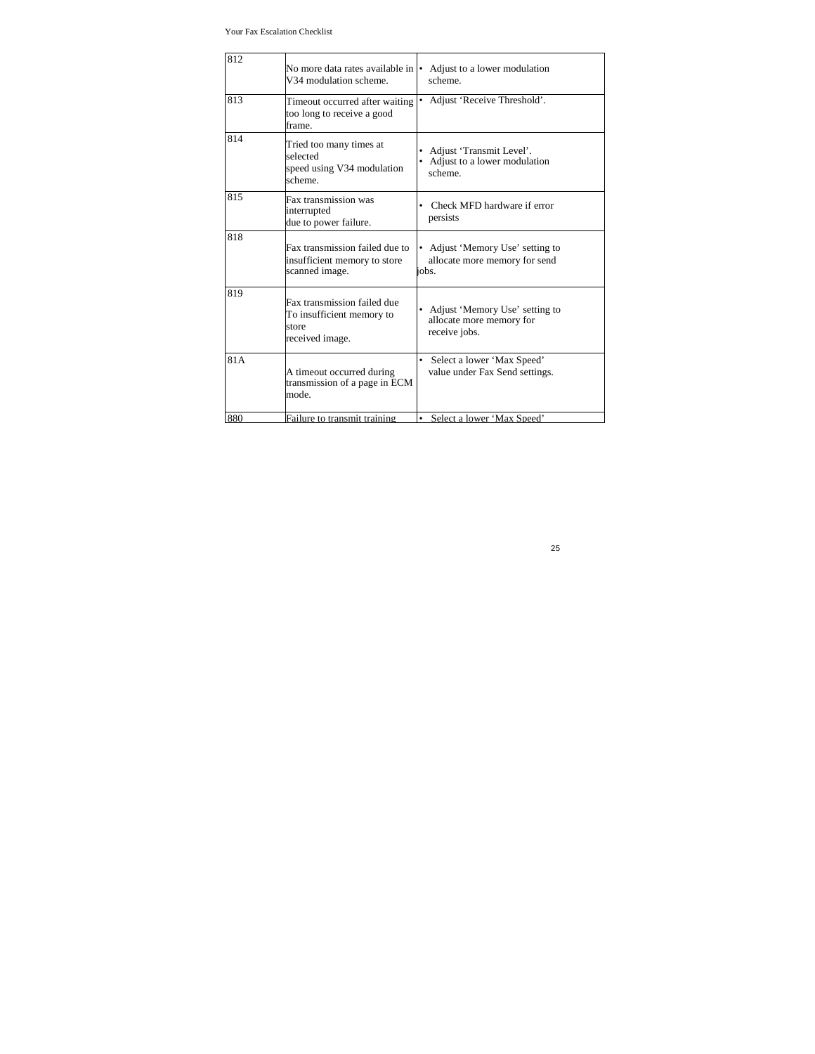| 812 | No more data rates available in V34 modulation scheme. | • Adjust to a lower modulation scheme. |
|---|---|---|
| 813 | Timeout occurred after waiting too long to receive a good frame. | • Adjust 'Receive Threshold'. |
| 814 | Tried too many times at selected speed using V34 modulation scheme. | • Adjust 'Transmit Level'.<br>• Adjust to a lower modulation scheme. |
| 815 | Fax transmission was interrupted due to power failure. | • Check MFD hardware if error persists |
| 818 | Fax transmission failed due to insufficient memory to store scanned image. | • Adjust 'Memory Use' setting to allocate more memory for send jobs. |
| 819 | Fax transmission failed due To insufficient memory to store received image. | • Adjust 'Memory Use' setting to allocate more memory for receive jobs. |
| 81A | A timeout occurred during transmission of a page in ECM mode. | • Select a lower 'Max Speed' value under Fax Send settings. |
| 880 | Failure to transmit training | • Select a lower 'Max Speed' |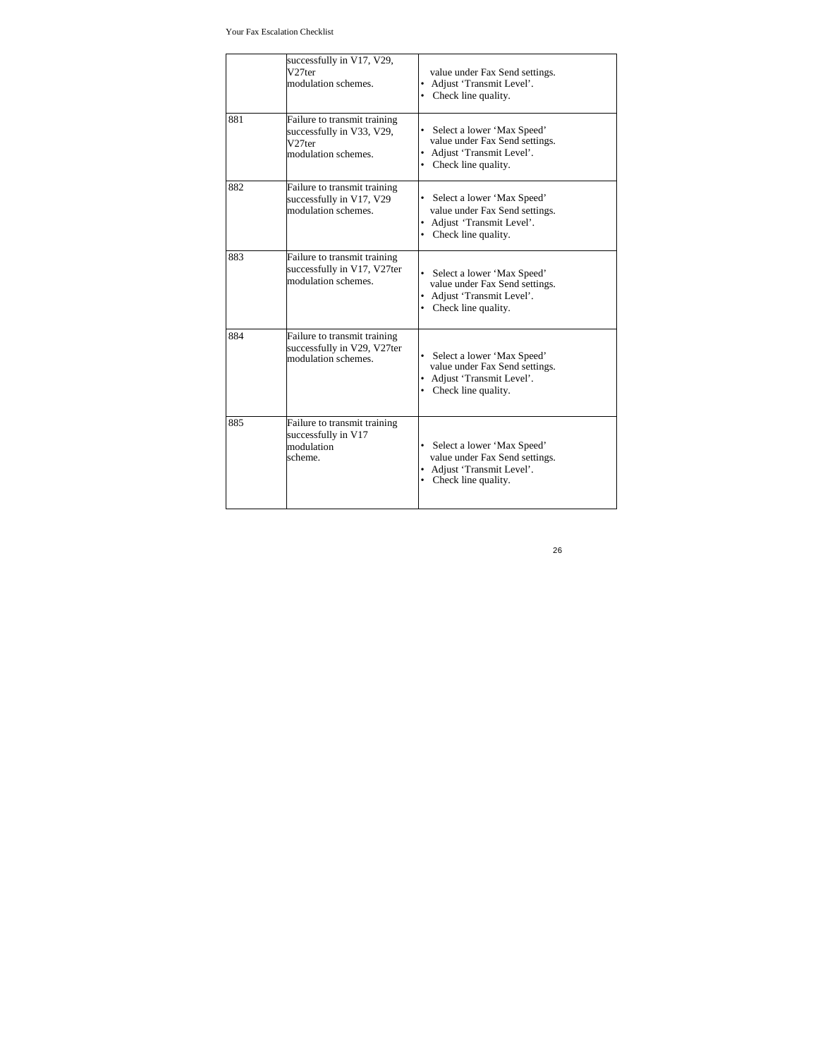| | | |
|---|---|---|
| | successfully in V17, V29, V27ter modulation schemes. | value under Fax Send settings.<br>• Adjust 'Transmit Level'.<br>• Check line quality. |
| 881 | Failure to transmit training successfully in V33, V29, V27ter modulation schemes. | • Select a lower 'Max Speed' value under Fax Send settings.<br>• Adjust 'Transmit Level'.<br>• Check line quality. |
| 882 | Failure to transmit training successfully in V17, V29 modulation schemes. | • Select a lower 'Max Speed' value under Fax Send settings.<br>• Adjust 'Transmit Level'.<br>• Check line quality. |
| 883 | Failure to transmit training successfully in V17, V27ter modulation schemes. | • Select a lower 'Max Speed' value under Fax Send settings.<br>• Adjust 'Transmit Level'.<br>• Check line quality. |
| 884 | Failure to transmit training successfully in V29, V27ter modulation schemes. | • Select a lower 'Max Speed' value under Fax Send settings.<br>• Adjust 'Transmit Level'.<br>• Check line quality. |
| 885 | Failure to transmit training successfully in V17 modulation scheme. | • Select a lower 'Max Speed' value under Fax Send settings.<br>• Adjust 'Transmit Level'.<br>• Check line quality. |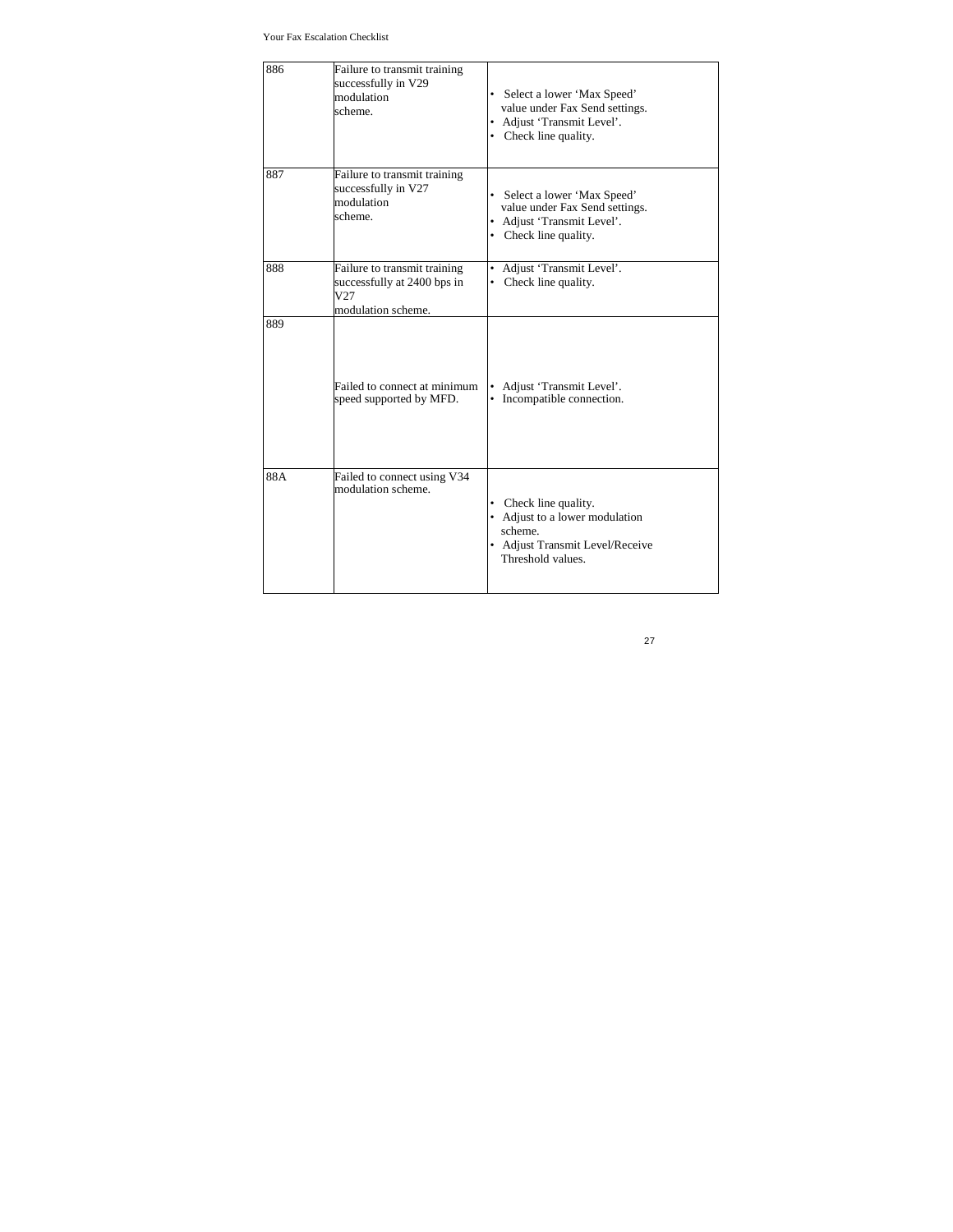| 886 | Failure to transmit training successfully in V29 modulation scheme. | • Select a lower 'Max Speed' value under Fax Send settings.<br>• Adjust 'Transmit Level'.<br>• Check line quality. |
|---|---|---|
| 887 | Failure to transmit training successfully in V27 modulation scheme. | • Select a lower 'Max Speed' value under Fax Send settings.<br>• Adjust 'Transmit Level'.<br>• Check line quality. |
| 888 | Failure to transmit training successfully at 2400 bps in V27 modulation scheme. | • Adjust 'Transmit Level'.<br>• Check line quality. |
| 889 | Failed to connect at minimum speed supported by MFD. | • Adjust 'Transmit Level'.<br>• Incompatible connection. |
| 88A | Failed to connect using V34 modulation scheme. | • Check line quality.<br>• Adjust to a lower modulation scheme.<br>• Adjust Transmit Level/Receive Threshold values. |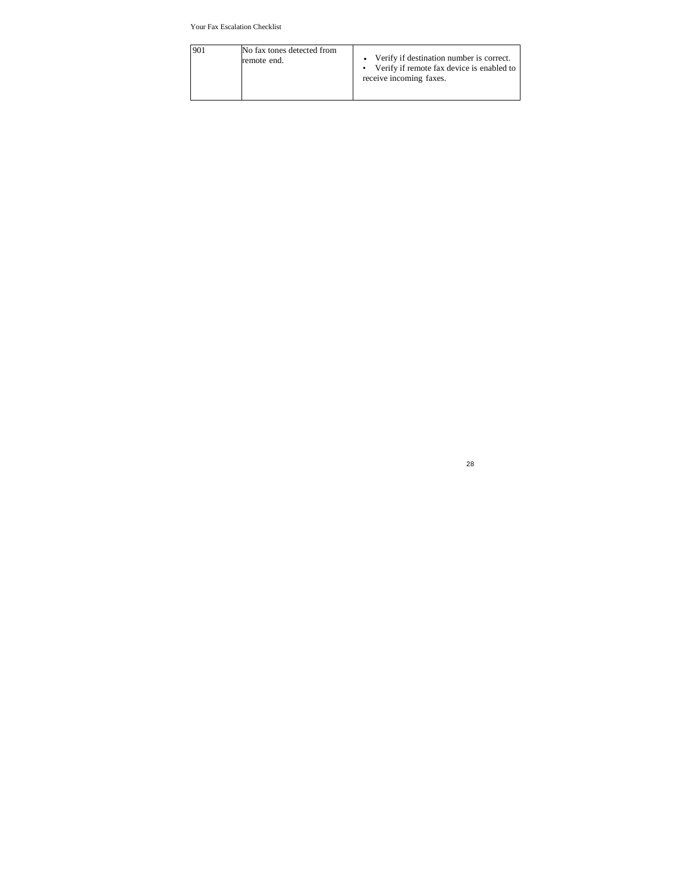| 901 | No fax tones detected from remote end. | • Verify if destination number is correct.<br>• Verify if remote fax device is enabled to receive incoming faxes. |
|---|---|---|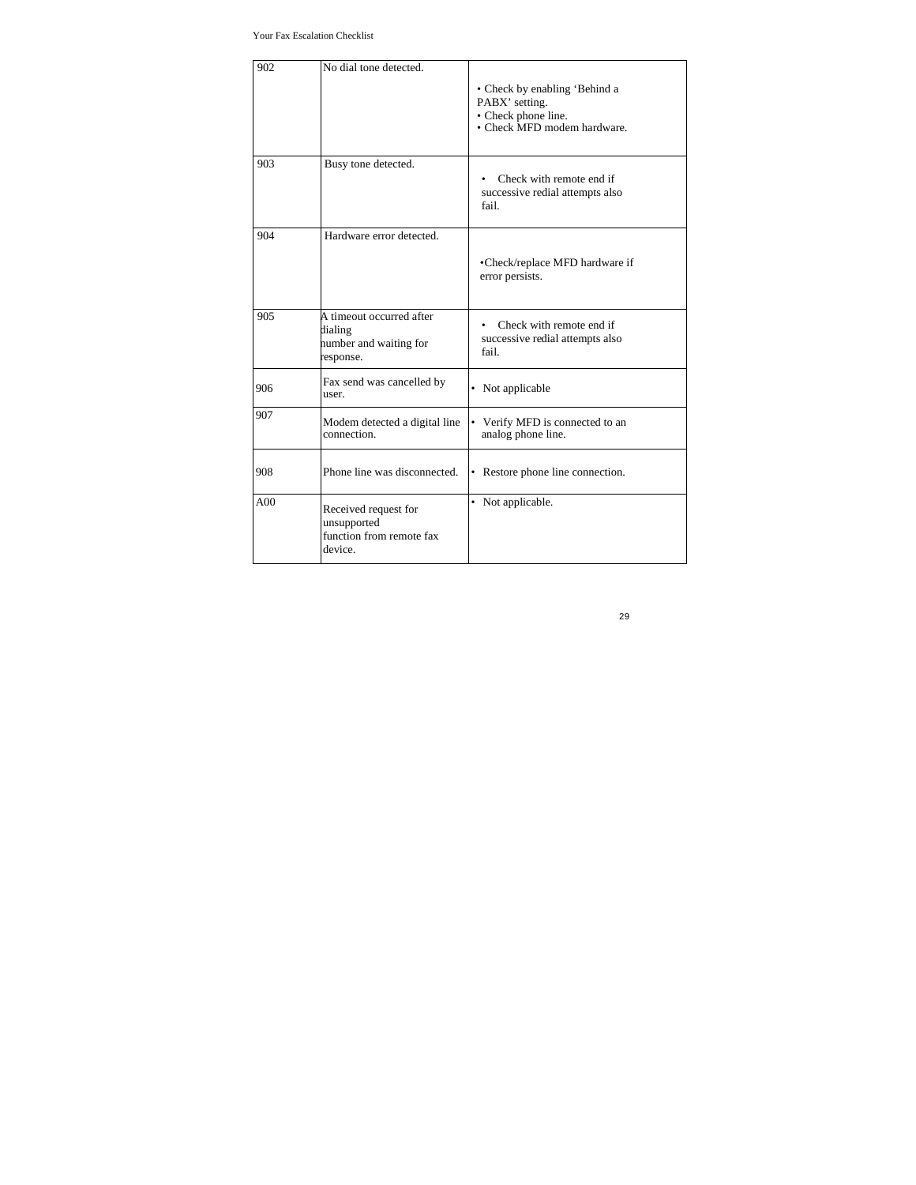| 902 | No dial tone detected. | • Check by enabling 'Behind a PABX' setting.<br>• Check phone line.<br>• Check MFD modem hardware. |
|---|---|---|
| 903 | Busy tone detected. | • Check with remote end if successive redial attempts also fail. |
| 904 | Hardware error detected. | •Check/replace MFD hardware if error persists. |
| 905 | A timeout occurred after dialing number and waiting for response. | • Check with remote end if successive redial attempts also fail. |
| 906 | Fax send was cancelled by user. | • Not applicable |
| 907 | Modem detected a digital line connection. | • Verify MFD is connected to an analog phone line. |
| 908 | Phone line was disconnected. | • Restore phone line connection. |
| A00 | Received request for unsupported function from remote fax device. | • Not applicable. |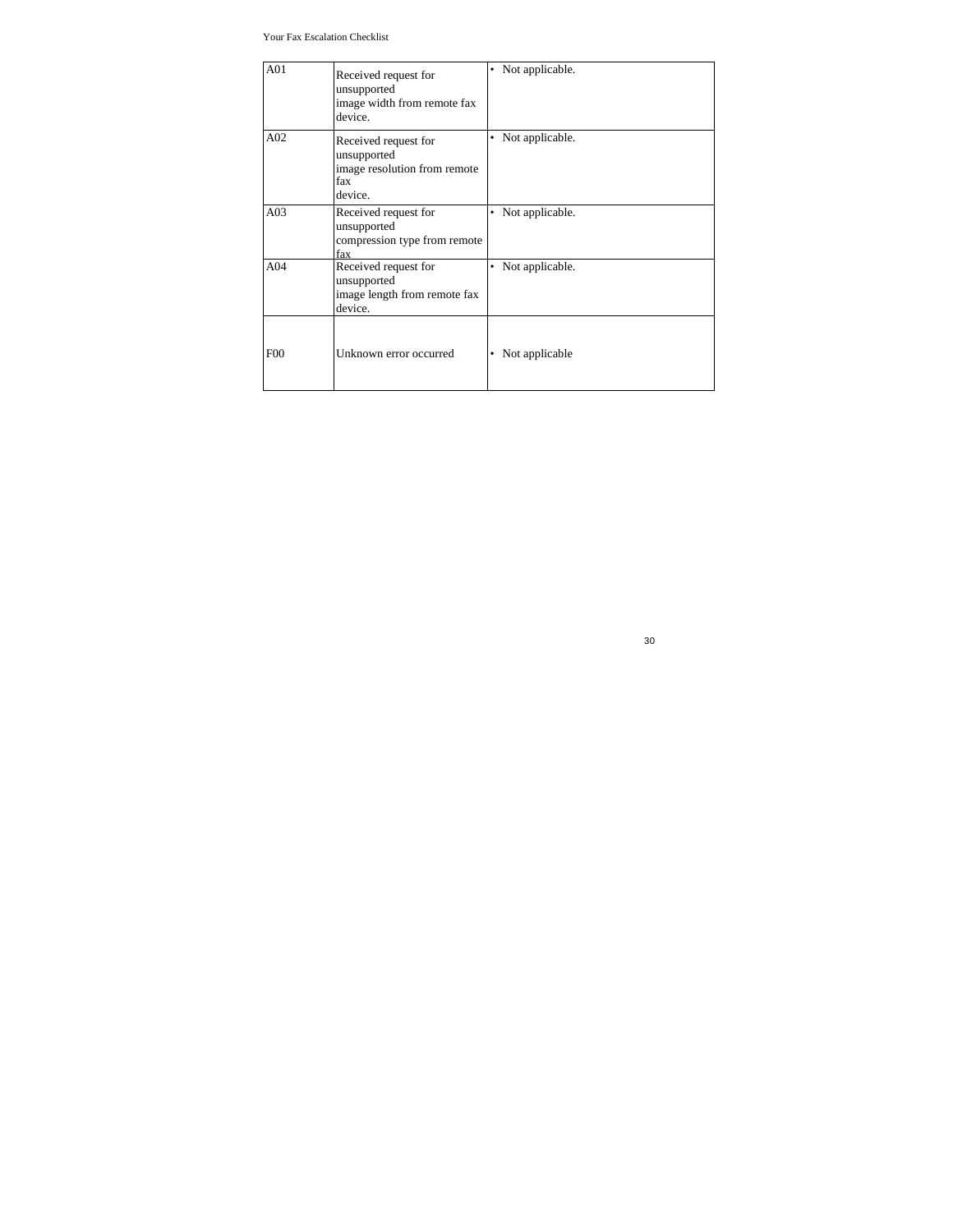| | | |
|---|---|---|
| A01 | Received request for unsupported image width from remote fax device. | • Not applicable. |
| A02 | Received request for unsupported image resolution from remote fax device. | • Not applicable. |
| A03 | Received request for unsupported compression type from remote fax | • Not applicable. |
| A04 | Received request for unsupported image length from remote fax device. | • Not applicable. |
| F00 | Unknown error occurred | • Not applicable |